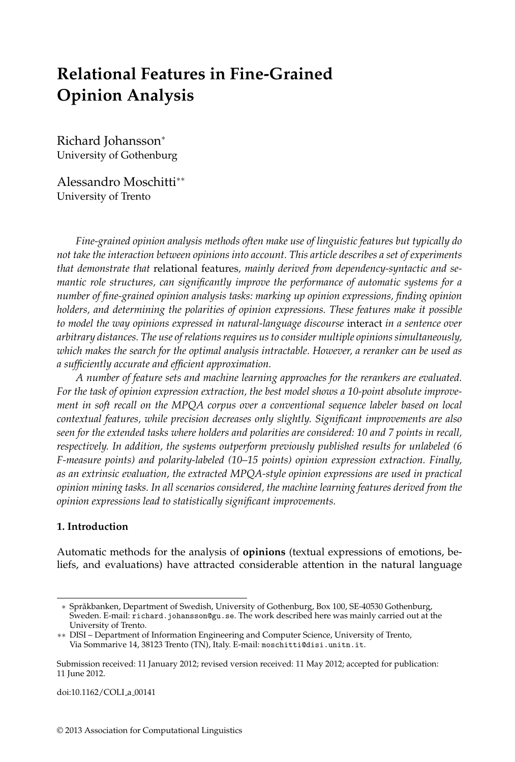# Relational Features in Fine-Grained Opinion Analysis

Richard Johansson[*]
University of Gothenburg

Alessandro Moschitti[**]
University of Trento

*Fine-grained opinion analysis methods often make use of linguistic features but typically do not take the interaction between opinions into account. This article describes a set of experiments that demonstrate that* relational features*, mainly derived from dependency-syntactic and semantic role structures, can significantly improve the performance of automatic systems for a number of fine-grained opinion analysis tasks: marking up opinion expressions, finding opinion holders, and determining the polarities of opinion expressions. These features make it possible to model the way opinions expressed in natural-language discourse* interact *in a sentence over arbitrary distances. The use of relations requires us to consider multiple opinions simultaneously, which makes the search for the optimal analysis intractable. However, a reranker can be used as a sufficiently accurate and efficient approximation.*

*A number of feature sets and machine learning approaches for the rerankers are evaluated. For the task of opinion expression extraction, the best model shows a 10-point absolute improvement in soft recall on the MPQA corpus over a conventional sequence labeler based on local contextual features, while precision decreases only slightly. Significant improvements are also seen for the extended tasks where holders and polarities are considered: 10 and 7 points in recall, respectively. In addition, the systems outperform previously published results for unlabeled (6 F-measure points) and polarity-labeled (10–15 points) opinion expression extraction. Finally, as an extrinsic evaluation, the extracted MPQA-style opinion expressions are used in practical opinion mining tasks. In all scenarios considered, the machine learning features derived from the opinion expressions lead to statistically significant improvements.*

## 1. Introduction

Automatic methods for the analysis of **opinions** (textual expressions of emotions, beliefs, and evaluations) have attracted considerable attention in the natural language

---

[*] Språkbanken, Department of Swedish, University of Gothenburg, Box 100, SE-40530 Gothenburg, Sweden. E-mail: `richard.johansson@gu.se`. The work described here was mainly carried out at the University of Trento.

[**] DISI – Department of Information Engineering and Computer Science, University of Trento, Via Sommarive 14, 38123 Trento (TN), Italy. E-mail: `moschitti@disi.unitn.it`.

Submission received: 11 January 2012; revised version received: 11 May 2012; accepted for publication: 11 June 2012.

doi:10.1162/COLI_a_00141

© 2013 Association for Computational Linguistics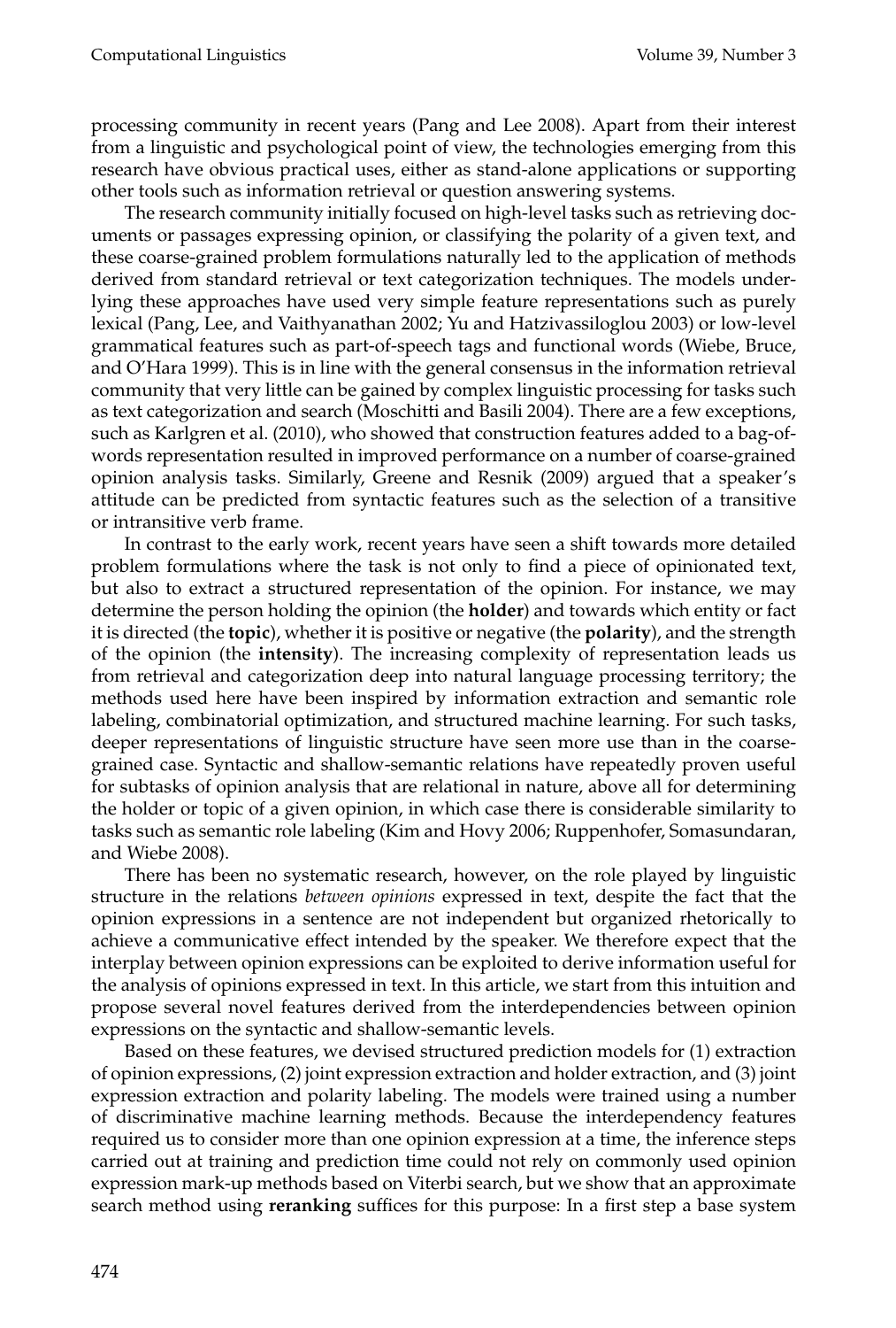processing community in recent years (Pang and Lee 2008). Apart from their interest from a linguistic and psychological point of view, the technologies emerging from this research have obvious practical uses, either as stand-alone applications or supporting other tools such as information retrieval or question answering systems.

The research community initially focused on high-level tasks such as retrieving documents or passages expressing opinion, or classifying the polarity of a given text, and these coarse-grained problem formulations naturally led to the application of methods derived from standard retrieval or text categorization techniques. The models underlying these approaches have used very simple feature representations such as purely lexical (Pang, Lee, and Vaithyanathan 2002; Yu and Hatzivassiloglou 2003) or low-level grammatical features such as part-of-speech tags and functional words (Wiebe, Bruce, and O'Hara 1999). This is in line with the general consensus in the information retrieval community that very little can be gained by complex linguistic processing for tasks such as text categorization and search (Moschitti and Basili 2004). There are a few exceptions, such as Karlgren et al. (2010), who showed that construction features added to a bag-of-words representation resulted in improved performance on a number of coarse-grained opinion analysis tasks. Similarly, Greene and Resnik (2009) argued that a speaker's attitude can be predicted from syntactic features such as the selection of a transitive or intransitive verb frame.

In contrast to the early work, recent years have seen a shift towards more detailed problem formulations where the task is not only to find a piece of opinionated text, but also to extract a structured representation of the opinion. For instance, we may determine the person holding the opinion (the **holder**) and towards which entity or fact it is directed (the **topic**), whether it is positive or negative (the **polarity**), and the strength of the opinion (the **intensity**). The increasing complexity of representation leads us from retrieval and categorization deep into natural language processing territory; the methods used here have been inspired by information extraction and semantic role labeling, combinatorial optimization, and structured machine learning. For such tasks, deeper representations of linguistic structure have seen more use than in the coarse-grained case. Syntactic and shallow-semantic relations have repeatedly proven useful for subtasks of opinion analysis that are relational in nature, above all for determining the holder or topic of a given opinion, in which case there is considerable similarity to tasks such as semantic role labeling (Kim and Hovy 2006; Ruppenhofer, Somasundaran, and Wiebe 2008).

There has been no systematic research, however, on the role played by linguistic structure in the relations *between opinions* expressed in text, despite the fact that the opinion expressions in a sentence are not independent but organized rhetorically to achieve a communicative effect intended by the speaker. We therefore expect that the interplay between opinion expressions can be exploited to derive information useful for the analysis of opinions expressed in text. In this article, we start from this intuition and propose several novel features derived from the interdependencies between opinion expressions on the syntactic and shallow-semantic levels.

Based on these features, we devised structured prediction models for (1) extraction of opinion expressions, (2) joint expression extraction and holder extraction, and (3) joint expression extraction and polarity labeling. The models were trained using a number of discriminative machine learning methods. Because the interdependency features required us to consider more than one opinion expression at a time, the inference steps carried out at training and prediction time could not rely on commonly used opinion expression mark-up methods based on Viterbi search, but we show that an approximate search method using **reranking** suffices for this purpose: In a first step a base system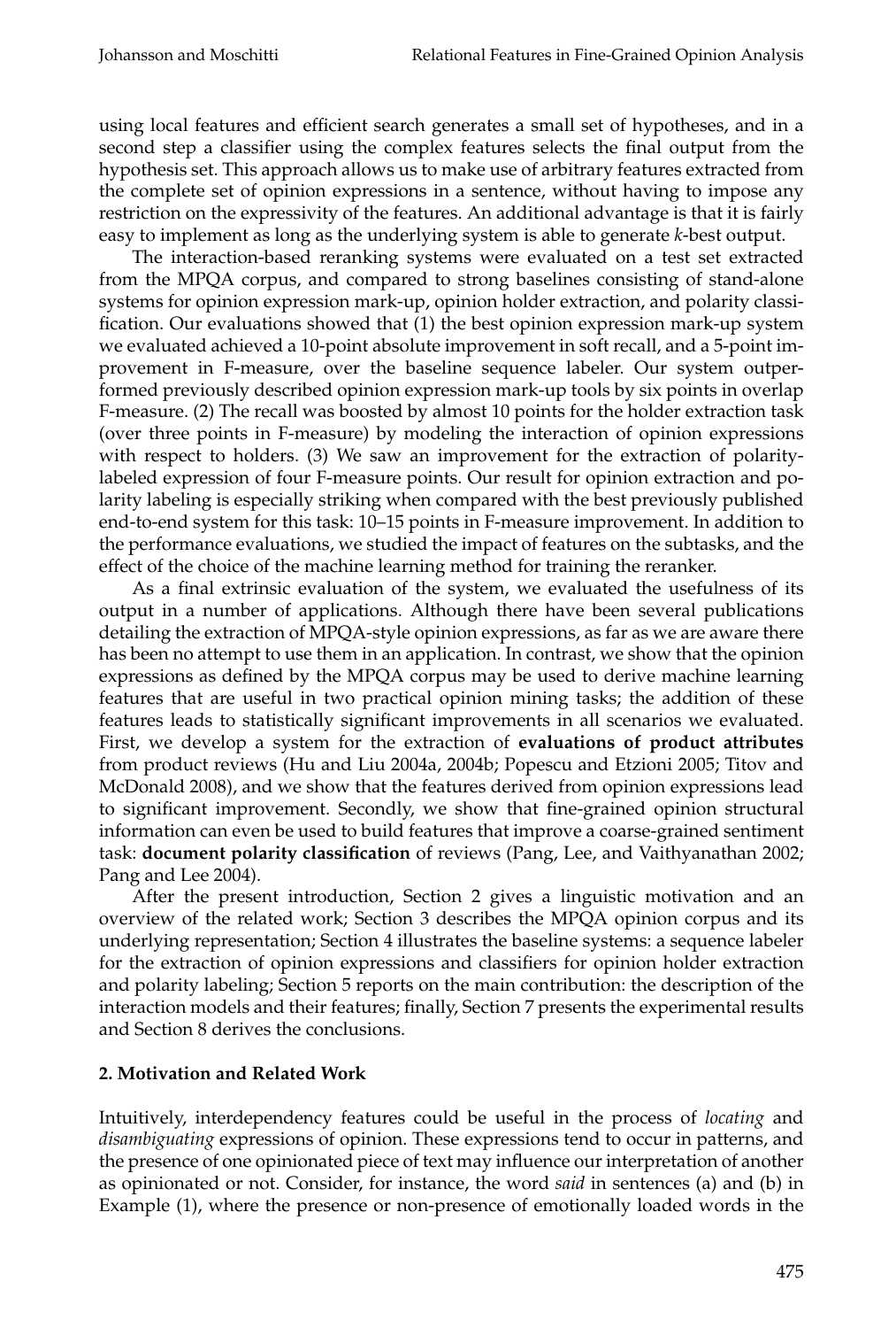using local features and efficient search generates a small set of hypotheses, and in a second step a classifier using the complex features selects the final output from the hypothesis set. This approach allows us to make use of arbitrary features extracted from the complete set of opinion expressions in a sentence, without having to impose any restriction on the expressivity of the features. An additional advantage is that it is fairly easy to implement as long as the underlying system is able to generate *k*-best output.

The interaction-based reranking systems were evaluated on a test set extracted from the MPQA corpus, and compared to strong baselines consisting of stand-alone systems for opinion expression mark-up, opinion holder extraction, and polarity classification. Our evaluations showed that (1) the best opinion expression mark-up system we evaluated achieved a 10-point absolute improvement in soft recall, and a 5-point improvement in F-measure, over the baseline sequence labeler. Our system outperformed previously described opinion expression mark-up tools by six points in overlap F-measure. (2) The recall was boosted by almost 10 points for the holder extraction task (over three points in F-measure) by modeling the interaction of opinion expressions with respect to holders. (3) We saw an improvement for the extraction of polarity-labeled expression of four F-measure points. Our result for opinion extraction and polarity labeling is especially striking when compared with the best previously published end-to-end system for this task: 10–15 points in F-measure improvement. In addition to the performance evaluations, we studied the impact of features on the subtasks, and the effect of the choice of the machine learning method for training the reranker.

As a final extrinsic evaluation of the system, we evaluated the usefulness of its output in a number of applications. Although there have been several publications detailing the extraction of MPQA-style opinion expressions, as far as we are aware there has been no attempt to use them in an application. In contrast, we show that the opinion expressions as defined by the MPQA corpus may be used to derive machine learning features that are useful in two practical opinion mining tasks; the addition of these features leads to statistically significant improvements in all scenarios we evaluated. First, we develop a system for the extraction of **evaluations of product attributes** from product reviews (Hu and Liu 2004a, 2004b; Popescu and Etzioni 2005; Titov and McDonald 2008), and we show that the features derived from opinion expressions lead to significant improvement. Secondly, we show that fine-grained opinion structural information can even be used to build features that improve a coarse-grained sentiment task: **document polarity classification** of reviews (Pang, Lee, and Vaithyanathan 2002; Pang and Lee 2004).

After the present introduction, Section 2 gives a linguistic motivation and an overview of the related work; Section 3 describes the MPQA opinion corpus and its underlying representation; Section 4 illustrates the baseline systems: a sequence labeler for the extraction of opinion expressions and classifiers for opinion holder extraction and polarity labeling; Section 5 reports on the main contribution: the description of the interaction models and their features; finally, Section 7 presents the experimental results and Section 8 derives the conclusions.

## 2. Motivation and Related Work

Intuitively, interdependency features could be useful in the process of *locating* and *disambiguating* expressions of opinion. These expressions tend to occur in patterns, and the presence of one opinionated piece of text may influence our interpretation of another as opinionated or not. Consider, for instance, the word *said* in sentences (a) and (b) in Example (1), where the presence or non-presence of emotionally loaded words in the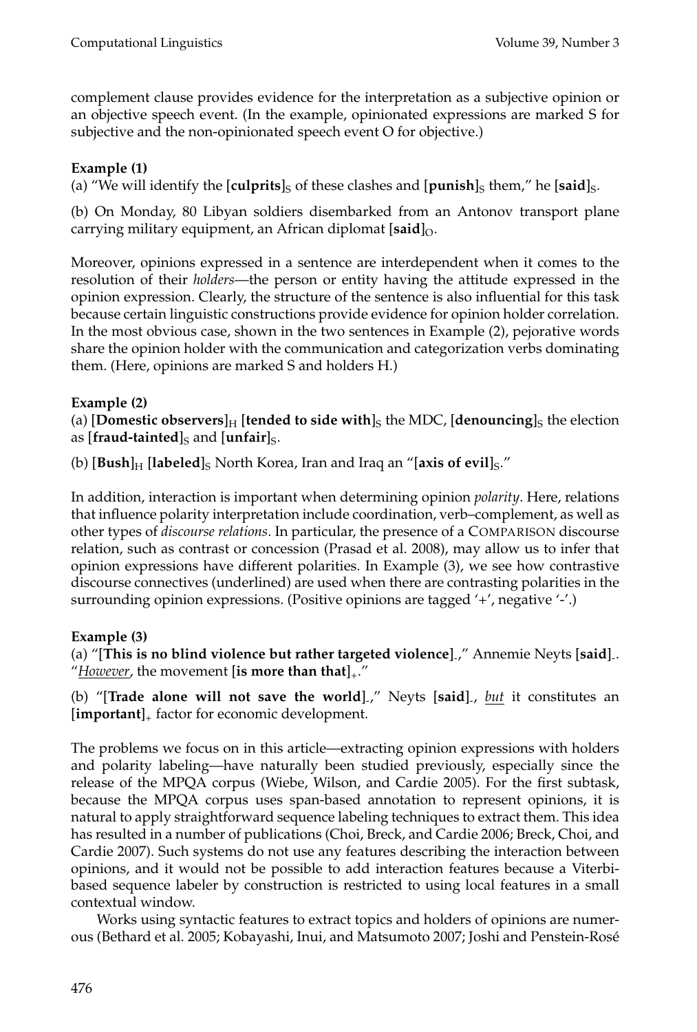complement clause provides evidence for the interpretation as a subjective opinion or an objective speech event. (In the example, opinionated expressions are marked S for subjective and the non-opinionated speech event O for objective.)

**Example (1)**

(a) "We will identify the [**culprits**]$_S$ of these clashes and [**punish**]$_S$ them," he [**said**]$_S$.

(b) On Monday, 80 Libyan soldiers disembarked from an Antonov transport plane carrying military equipment, an African diplomat [**said**]$_O$.

Moreover, opinions expressed in a sentence are interdependent when it comes to the resolution of their *holders*—the person or entity having the attitude expressed in the opinion expression. Clearly, the structure of the sentence is also influential for this task because certain linguistic constructions provide evidence for opinion holder correlation. In the most obvious case, shown in the two sentences in Example (2), pejorative words share the opinion holder with the communication and categorization verbs dominating them. (Here, opinions are marked S and holders H.)

**Example (2)**

(a) [**Domestic observers**]$_H$ [**tended to side with**]$_S$ the MDC, [**denouncing**]$_S$ the election as [**fraud-tainted**]$_S$ and [**unfair**]$_S$.

(b) [**Bush**]$_H$ [**labeled**]$_S$ North Korea, Iran and Iraq an "[**axis of evil**]$_S$."

In addition, interaction is important when determining opinion *polarity*. Here, relations that influence polarity interpretation include coordination, verb–complement, as well as other types of *discourse relations*. In particular, the presence of a COMPARISON discourse relation, such as contrast or concession (Prasad et al. 2008), may allow us to infer that opinion expressions have different polarities. In Example (3), we see how contrastive discourse connectives (underlined) are used when there are contrasting polarities in the surrounding opinion expressions. (Positive opinions are tagged '+', negative '-'.)

**Example (3)**

(a) "[**This is no blind violence but rather targeted violence**]$_-$," Annemie Neyts [**said**]$_-$. "*However*, the movement [**is more than that**]$_+$."

(b) "[**Trade alone will not save the world**]$_-$," Neyts [**said**]$_-$, *but* it constitutes an [**important**]$_+$ factor for economic development.

The problems we focus on in this article—extracting opinion expressions with holders and polarity labeling—have naturally been studied previously, especially since the release of the MPQA corpus (Wiebe, Wilson, and Cardie 2005). For the first subtask, because the MPQA corpus uses span-based annotation to represent opinions, it is natural to apply straightforward sequence labeling techniques to extract them. This idea has resulted in a number of publications (Choi, Breck, and Cardie 2006; Breck, Choi, and Cardie 2007). Such systems do not use any features describing the interaction between opinions, and it would not be possible to add interaction features because a Viterbi-based sequence labeler by construction is restricted to using local features in a small contextual window.

Works using syntactic features to extract topics and holders of opinions are numerous (Bethard et al. 2005; Kobayashi, Inui, and Matsumoto 2007; Joshi and Penstein-Rosé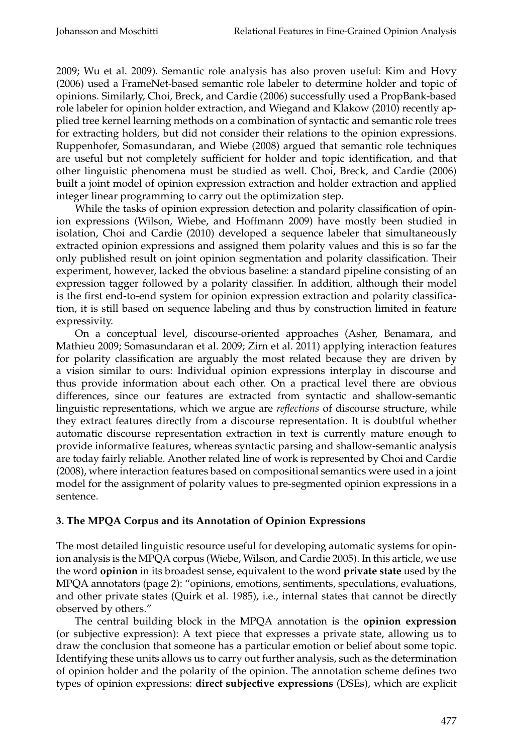2009; Wu et al. 2009). Semantic role analysis has also proven useful: Kim and Hovy (2006) used a FrameNet-based semantic role labeler to determine holder and topic of opinions. Similarly, Choi, Breck, and Cardie (2006) successfully used a PropBank-based role labeler for opinion holder extraction, and Wiegand and Klakow (2010) recently applied tree kernel learning methods on a combination of syntactic and semantic role trees for extracting holders, but did not consider their relations to the opinion expressions. Ruppenhofer, Somasundaran, and Wiebe (2008) argued that semantic role techniques are useful but not completely sufficient for holder and topic identification, and that other linguistic phenomena must be studied as well. Choi, Breck, and Cardie (2006) built a joint model of opinion expression extraction and holder extraction and applied integer linear programming to carry out the optimization step.

While the tasks of opinion expression detection and polarity classification of opinion expressions (Wilson, Wiebe, and Hoffmann 2009) have mostly been studied in isolation, Choi and Cardie (2010) developed a sequence labeler that simultaneously extracted opinion expressions and assigned them polarity values and this is so far the only published result on joint opinion segmentation and polarity classification. Their experiment, however, lacked the obvious baseline: a standard pipeline consisting of an expression tagger followed by a polarity classifier. In addition, although their model is the first end-to-end system for opinion expression extraction and polarity classification, it is still based on sequence labeling and thus by construction limited in feature expressivity.

On a conceptual level, discourse-oriented approaches (Asher, Benamara, and Mathieu 2009; Somasundaran et al. 2009; Zirn et al. 2011) applying interaction features for polarity classification are arguably the most related because they are driven by a vision similar to ours: Individual opinion expressions interplay in discourse and thus provide information about each other. On a practical level there are obvious differences, since our features are extracted from syntactic and shallow-semantic linguistic representations, which we argue are *reflections* of discourse structure, while they extract features directly from a discourse representation. It is doubtful whether automatic discourse representation extraction in text is currently mature enough to provide informative features, whereas syntactic parsing and shallow-semantic analysis are today fairly reliable. Another related line of work is represented by Choi and Cardie (2008), where interaction features based on compositional semantics were used in a joint model for the assignment of polarity values to pre-segmented opinion expressions in a sentence.

## 3. The MPQA Corpus and its Annotation of Opinion Expressions

The most detailed linguistic resource useful for developing automatic systems for opinion analysis is the MPQA corpus (Wiebe, Wilson, and Cardie 2005). In this article, we use the word **opinion** in its broadest sense, equivalent to the word **private state** used by the MPQA annotators (page 2): "opinions, emotions, sentiments, speculations, evaluations, and other private states (Quirk et al. 1985), i.e., internal states that cannot be directly observed by others."

The central building block in the MPQA annotation is the **opinion expression** (or subjective expression): A text piece that expresses a private state, allowing us to draw the conclusion that someone has a particular emotion or belief about some topic. Identifying these units allows us to carry out further analysis, such as the determination of opinion holder and the polarity of the opinion. The annotation scheme defines two types of opinion expressions: **direct subjective expressions** (DSEs), which are explicit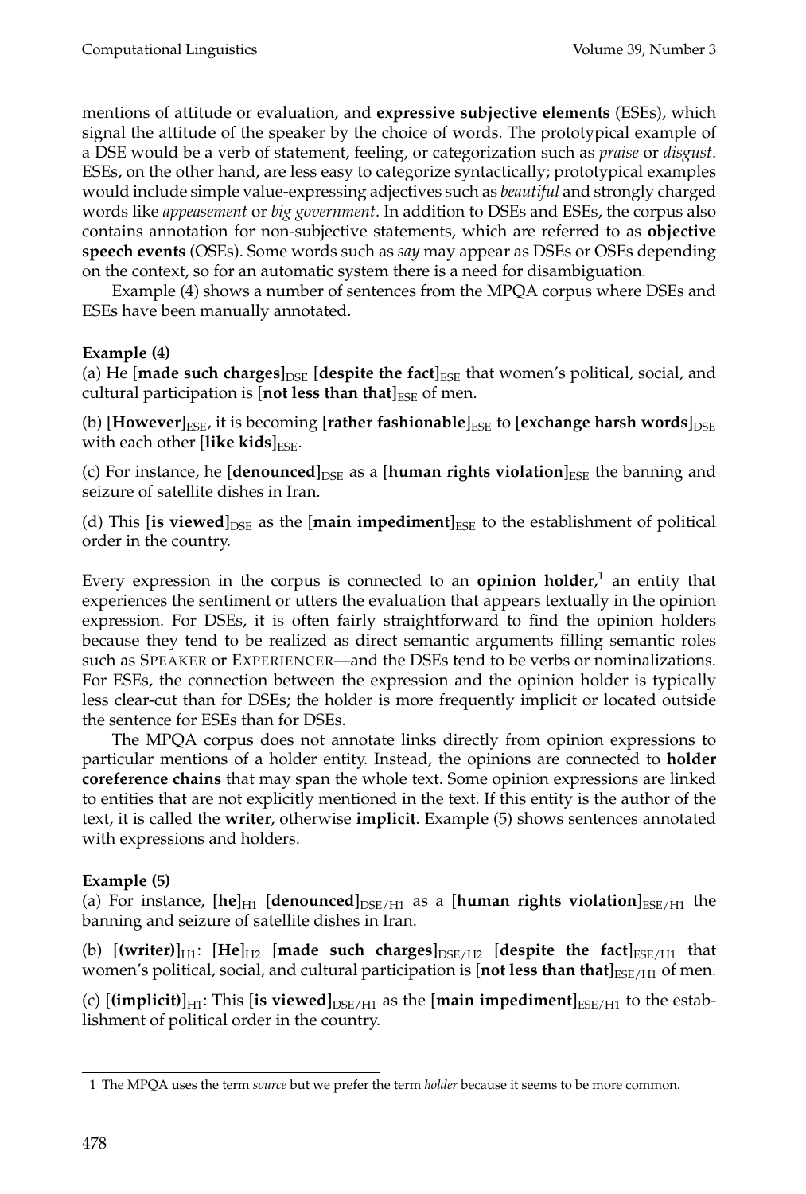mentions of attitude or evaluation, and **expressive subjective elements** (ESEs), which signal the attitude of the speaker by the choice of words. The prototypical example of a DSE would be a verb of statement, feeling, or categorization such as *praise* or *disgust*. ESEs, on the other hand, are less easy to categorize syntactically; prototypical examples would include simple value-expressing adjectives such as *beautiful* and strongly charged words like *appeasement* or *big government*. In addition to DSEs and ESEs, the corpus also contains annotation for non-subjective statements, which are referred to as **objective speech events** (OSEs). Some words such as *say* may appear as DSEs or OSEs depending on the context, so for an automatic system there is a need for disambiguation.

Example (4) shows a number of sentences from the MPQA corpus where DSEs and ESEs have been manually annotated.

**Example (4)**

(a) He [**made such charges**]$_{\text{DSE}}$ [**despite the fact**]$_{\text{ESE}}$ that women's political, social, and cultural participation is [**not less than that**]$_{\text{ESE}}$ of men.

(b) [**However**]$_{\text{ESE}}$, it is becoming [**rather fashionable**]$_{\text{ESE}}$ to [**exchange harsh words**]$_{\text{DSE}}$ with each other [**like kids**]$_{\text{ESE}}$.

(c) For instance, he [**denounced**]$_{\text{DSE}}$ as a [**human rights violation**]$_{\text{ESE}}$ the banning and seizure of satellite dishes in Iran.

(d) This [**is viewed**]$_{\text{DSE}}$ as the [**main impediment**]$_{\text{ESE}}$ to the establishment of political order in the country.

Every expression in the corpus is connected to an **opinion holder**,[1] an entity that experiences the sentiment or utters the evaluation that appears textually in the opinion expression. For DSEs, it is often fairly straightforward to find the opinion holders because they tend to be realized as direct semantic arguments filling semantic roles such as SPEAKER or EXPERIENCER—and the DSEs tend to be verbs or nominalizations. For ESEs, the connection between the expression and the opinion holder is typically less clear-cut than for DSEs; the holder is more frequently implicit or located outside the sentence for ESEs than for DSEs.

The MPQA corpus does not annotate links directly from opinion expressions to particular mentions of a holder entity. Instead, the opinions are connected to **holder coreference chains** that may span the whole text. Some opinion expressions are linked to entities that are not explicitly mentioned in the text. If this entity is the author of the text, it is called the **writer**, otherwise **implicit**. Example (5) shows sentences annotated with expressions and holders.

**Example (5)**

(a) For instance, [**he**]$_{\text{H1}}$ [**denounced**]$_{\text{DSE/H1}}$ as a [**human rights violation**]$_{\text{ESE/H1}}$ the banning and seizure of satellite dishes in Iran.

(b) [**(writer)**]$_{\text{H1}}$: [**He**]$_{\text{H2}}$ [**made such charges**]$_{\text{DSE/H2}}$ [**despite the fact**]$_{\text{ESE/H1}}$ that women's political, social, and cultural participation is [**not less than that**]$_{\text{ESE/H1}}$ of men.

(c) [**(implicit)**]$_{\text{H1}}$: This [**is viewed**]$_{\text{DSE/H1}}$ as the [**main impediment**]$_{\text{ESE/H1}}$ to the establishment of political order in the country.

---

[1] The MPQA uses the term *source* but we prefer the term *holder* because it seems to be more common.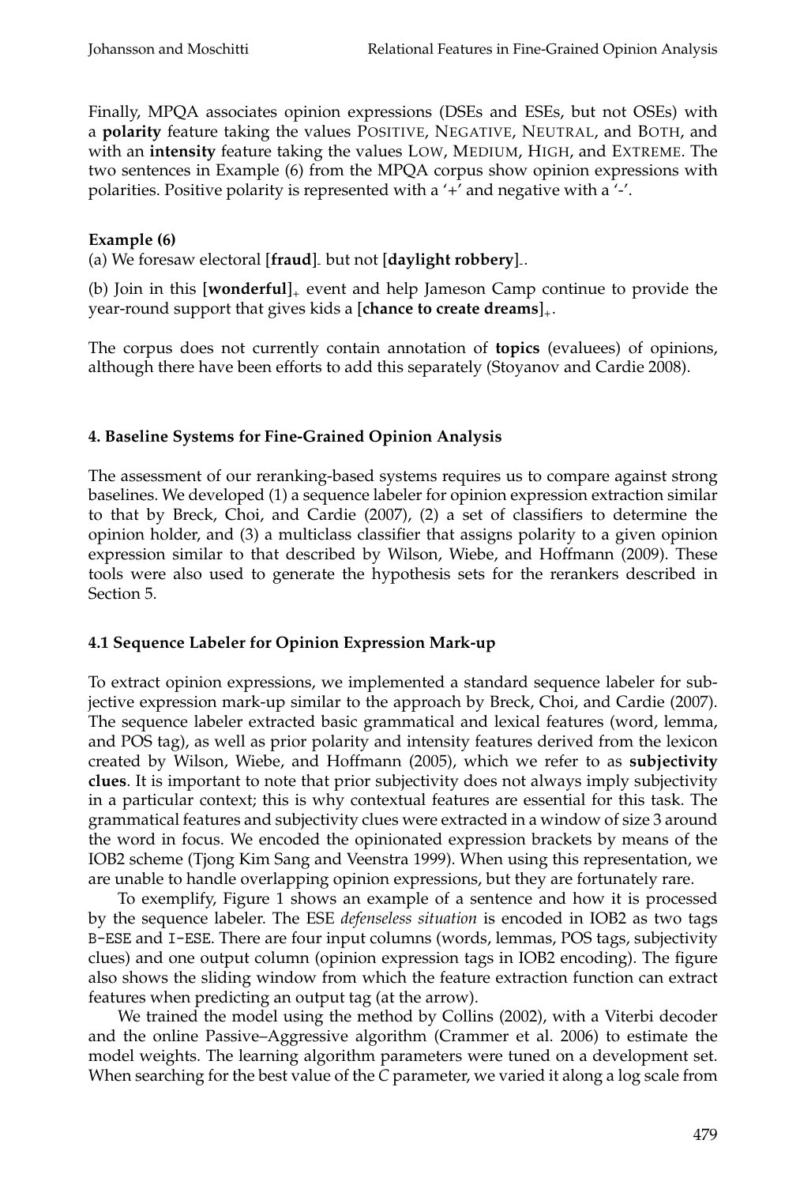Finally, MPQA associates opinion expressions (DSEs and ESEs, but not OSEs) with a **polarity** feature taking the values POSITIVE, NEGATIVE, NEUTRAL, and BOTH, and with an **intensity** feature taking the values LOW, MEDIUM, HIGH, and EXTREME. The two sentences in Example (6) from the MPQA corpus show opinion expressions with polarities. Positive polarity is represented with a '+' and negative with a '-'.

**Example (6)**

(a) We foresaw electoral [**fraud**]$_{-}$ but not [**daylight robbery**]$_{-}$.

(b) Join in this [**wonderful**]$_{+}$ event and help Jameson Camp continue to provide the year-round support that gives kids a [**chance to create dreams**]$_{+}$.

The corpus does not currently contain annotation of **topics** (evaluees) of opinions, although there have been efforts to add this separately (Stoyanov and Cardie 2008).

## 4. Baseline Systems for Fine-Grained Opinion Analysis

The assessment of our reranking-based systems requires us to compare against strong baselines. We developed (1) a sequence labeler for opinion expression extraction similar to that by Breck, Choi, and Cardie (2007), (2) a set of classifiers to determine the opinion holder, and (3) a multiclass classifier that assigns polarity to a given opinion expression similar to that described by Wilson, Wiebe, and Hoffmann (2009). These tools were also used to generate the hypothesis sets for the rerankers described in Section 5.

### 4.1 Sequence Labeler for Opinion Expression Mark-up

To extract opinion expressions, we implemented a standard sequence labeler for subjective expression mark-up similar to the approach by Breck, Choi, and Cardie (2007). The sequence labeler extracted basic grammatical and lexical features (word, lemma, and POS tag), as well as prior polarity and intensity features derived from the lexicon created by Wilson, Wiebe, and Hoffmann (2005), which we refer to as **subjectivity clues**. It is important to note that prior subjectivity does not always imply subjectivity in a particular context; this is why contextual features are essential for this task. The grammatical features and subjectivity clues were extracted in a window of size 3 around the word in focus. We encoded the opinionated expression brackets by means of the IOB2 scheme (Tjong Kim Sang and Veenstra 1999). When using this representation, we are unable to handle overlapping opinion expressions, but they are fortunately rare.

To exemplify, Figure 1 shows an example of a sentence and how it is processed by the sequence labeler. The ESE *defenseless situation* is encoded in IOB2 as two tags `B-ESE` and `I-ESE`. There are four input columns (words, lemmas, POS tags, subjectivity clues) and one output column (opinion expression tags in IOB2 encoding). The figure also shows the sliding window from which the feature extraction function can extract features when predicting an output tag (at the arrow).

We trained the model using the method by Collins (2002), with a Viterbi decoder and the online Passive–Aggressive algorithm (Crammer et al. 2006) to estimate the model weights. The learning algorithm parameters were tuned on a development set. When searching for the best value of the $C$ parameter, we varied it along a log scale from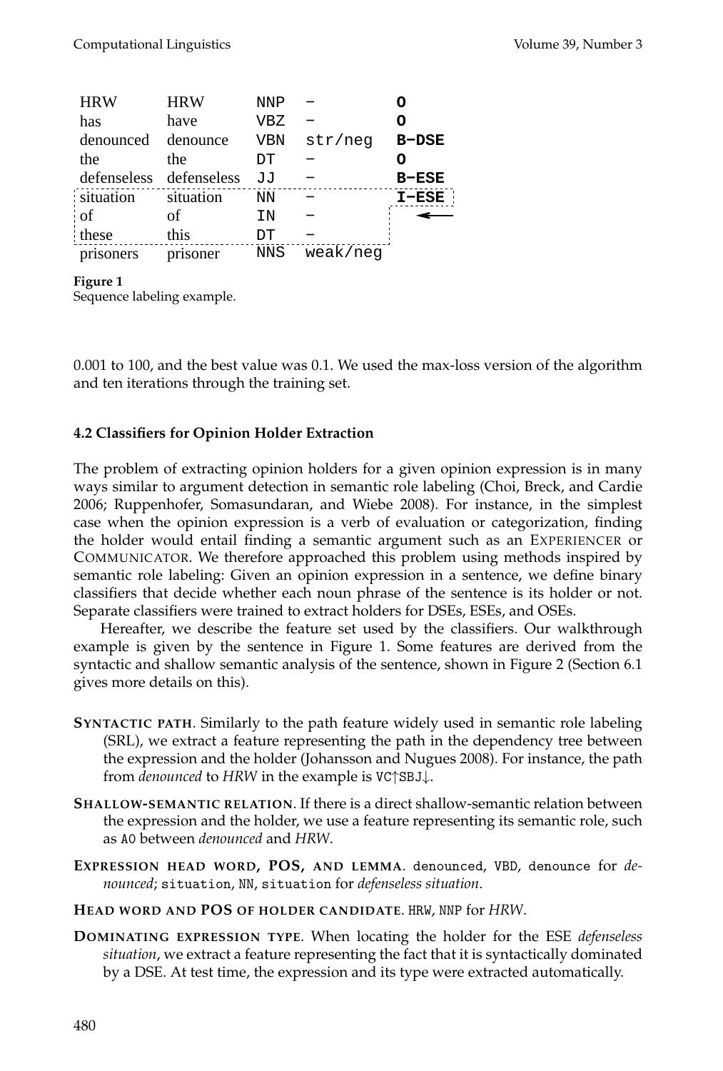| | | | | |
|---|---|---|---|---|
| HRW | HRW | NNP | – | O |
| has | have | VBZ | – | O |
| denounced | denounce | VBN | str/neg | B–DSE |
| the | the | DT | – | O |
| defenseless | defenseless | JJ | – | B–ESE |
| situation | situation | NN | – | I–ESE |
| of | of | IN | – | ← |
| these | this | DT | – | |
| prisoners | prisoner | NNS | weak/neg | |

**Figure 1**
Sequence labeling example.

0.001 to 100, and the best value was 0.1. We used the max-loss version of the algorithm and ten iterations through the training set.

### 4.2 Classifiers for Opinion Holder Extraction

The problem of extracting opinion holders for a given opinion expression is in many ways similar to argument detection in semantic role labeling (Choi, Breck, and Cardie 2006; Ruppenhofer, Somasundaran, and Wiebe 2008). For instance, in the simplest case when the opinion expression is a verb of evaluation or categorization, finding the holder would entail finding a semantic argument such as an EXPERIENCER or COMMUNICATOR. We therefore approached this problem using methods inspired by semantic role labeling: Given an opinion expression in a sentence, we define binary classifiers that decide whether each noun phrase of the sentence is its holder or not. Separate classifiers were trained to extract holders for DSEs, ESEs, and OSEs.

Hereafter, we describe the feature set used by the classifiers. Our walkthrough example is given by the sentence in Figure 1. Some features are derived from the syntactic and shallow semantic analysis of the sentence, shown in Figure 2 (Section 6.1 gives more details on this).

**SYNTACTIC PATH**. Similarly to the path feature widely used in semantic role labeling (SRL), we extract a feature representing the path in the dependency tree between the expression and the holder (Johansson and Nugues 2008). For instance, the path from *denounced* to *HRW* in the example is `VC↑SBJ↓`.

**SHALLOW-SEMANTIC RELATION**. If there is a direct shallow-semantic relation between the expression and the holder, we use a feature representing its semantic role, such as `A0` between *denounced* and *HRW*.

**EXPRESSION HEAD WORD, POS, AND LEMMA**. `denounced`, `VBD`, `denounce` for *denounced*; `situation`, `NN`, `situation` for *defenseless situation*.

**HEAD WORD AND POS OF HOLDER CANDIDATE**. `HRW`, `NNP` for *HRW*.

**DOMINATING EXPRESSION TYPE**. When locating the holder for the ESE *defenseless situation*, we extract a feature representing the fact that it is syntactically dominated by a DSE. At test time, the expression and its type were extracted automatically.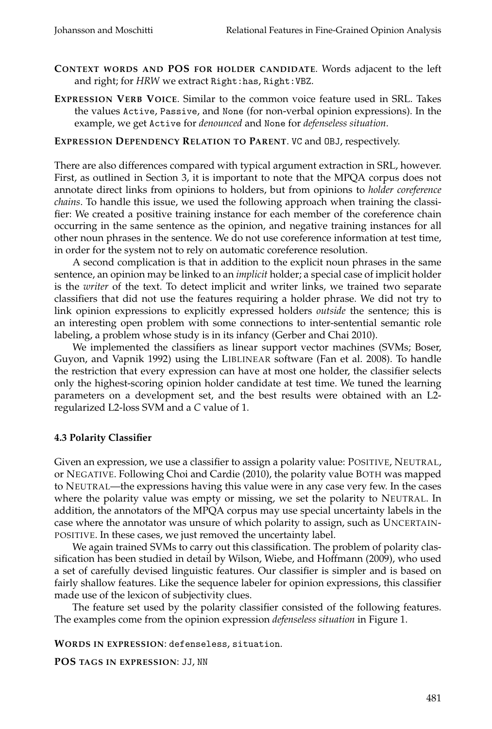**CONTEXT WORDS AND POS FOR HOLDER CANDIDATE**. Words adjacent to the left and right; for *HRW* we extract `Right:has`, `Right:VBZ`.

**EXPRESSION VERB VOICE**. Similar to the common voice feature used in SRL. Takes the values `Active`, `Passive`, and `None` (for non-verbal opinion expressions). In the example, we get `Active` for *denounced* and `None` for *defenseless situation*.

**EXPRESSION DEPENDENCY RELATION TO PARENT**. `VC` and `OBJ`, respectively.

There are also differences compared with typical argument extraction in SRL, however. First, as outlined in Section 3, it is important to note that the MPQA corpus does not annotate direct links from opinions to holders, but from opinions to *holder coreference chains*. To handle this issue, we used the following approach when training the classifier: We created a positive training instance for each member of the coreference chain occurring in the same sentence as the opinion, and negative training instances for all other noun phrases in the sentence. We do not use coreference information at test time, in order for the system not to rely on automatic coreference resolution.

A second complication is that in addition to the explicit noun phrases in the same sentence, an opinion may be linked to an *implicit* holder; a special case of implicit holder is the *writer* of the text. To detect implicit and writer links, we trained two separate classifiers that did not use the features requiring a holder phrase. We did not try to link opinion expressions to explicitly expressed holders *outside* the sentence; this is an interesting open problem with some connections to inter-sentential semantic role labeling, a problem whose study is in its infancy (Gerber and Chai 2010).

We implemented the classifiers as linear support vector machines (SVMs; Boser, Guyon, and Vapnik 1992) using the LIBLINEAR software (Fan et al. 2008). To handle the restriction that every expression can have at most one holder, the classifier selects only the highest-scoring opinion holder candidate at test time. We tuned the learning parameters on a development set, and the best results were obtained with an L2-regularized L2-loss SVM and a *C* value of 1.

### 4.3 Polarity Classifier

Given an expression, we use a classifier to assign a polarity value: POSITIVE, NEUTRAL, or NEGATIVE. Following Choi and Cardie (2010), the polarity value BOTH was mapped to NEUTRAL—the expressions having this value were in any case very few. In the cases where the polarity value was empty or missing, we set the polarity to NEUTRAL. In addition, the annotators of the MPQA corpus may use special uncertainty labels in the case where the annotator was unsure of which polarity to assign, such as UNCERTAIN-POSITIVE. In these cases, we just removed the uncertainty label.

We again trained SVMs to carry out this classification. The problem of polarity classification has been studied in detail by Wilson, Wiebe, and Hoffmann (2009), who used a set of carefully devised linguistic features. Our classifier is simpler and is based on fairly shallow features. Like the sequence labeler for opinion expressions, this classifier made use of the lexicon of subjectivity clues.

The feature set used by the polarity classifier consisted of the following features. The examples come from the opinion expression *defenseless situation* in Figure 1.

**WORDS IN EXPRESSION**: `defenseless`, `situation`.

**POS TAGS IN EXPRESSION**: `JJ`, `NN`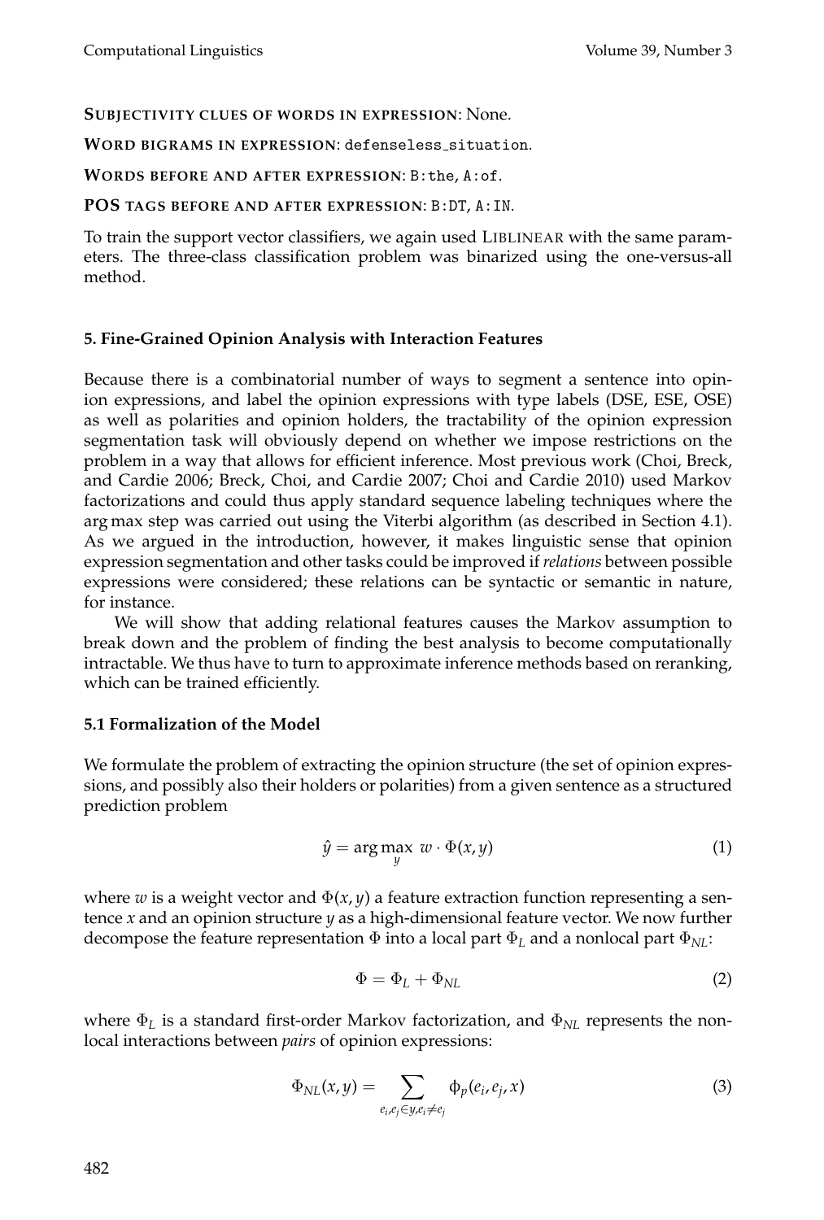**SUBJECTIVITY CLUES OF WORDS IN EXPRESSION**: None.

**WORD BIGRAMS IN EXPRESSION**: `defenseless_situation`.

**WORDS BEFORE AND AFTER EXPRESSION**: `B:the`, `A:of`.

**POS TAGS BEFORE AND AFTER EXPRESSION**: `B:DT`, `A:IN`.

To train the support vector classifiers, we again used LIBLINEAR with the same parameters. The three-class classification problem was binarized using the one-versus-all method.

## 5. Fine-Grained Opinion Analysis with Interaction Features

Because there is a combinatorial number of ways to segment a sentence into opinion expressions, and label the opinion expressions with type labels (DSE, ESE, OSE) as well as polarities and opinion holders, the tractability of the opinion expression segmentation task will obviously depend on whether we impose restrictions on the problem in a way that allows for efficient inference. Most previous work (Choi, Breck, and Cardie 2006; Breck, Choi, and Cardie 2007; Choi and Cardie 2010) used Markov factorizations and could thus apply standard sequence labeling techniques where the arg max step was carried out using the Viterbi algorithm (as described in Section 4.1). As we argued in the introduction, however, it makes linguistic sense that opinion expression segmentation and other tasks could be improved if *relations* between possible expressions were considered; these relations can be syntactic or semantic in nature, for instance.

We will show that adding relational features causes the Markov assumption to break down and the problem of finding the best analysis to become computationally intractable. We thus have to turn to approximate inference methods based on reranking, which can be trained efficiently.

### 5.1 Formalization of the Model

We formulate the problem of extracting the opinion structure (the set of opinion expressions, and possibly also their holders or polarities) from a given sentence as a structured prediction problem

$$\hat{y} = \arg\max_{y} \; w \cdot \Phi(x, y) \tag{1}$$

where $w$ is a weight vector and $\Phi(x, y)$ a feature extraction function representing a sentence $x$ and an opinion structure $y$ as a high-dimensional feature vector. We now further decompose the feature representation $\Phi$ into a local part $\Phi_L$ and a nonlocal part $\Phi_{NL}$:

$$\Phi = \Phi_L + \Phi_{NL} \tag{2}$$

where $\Phi_L$ is a standard first-order Markov factorization, and $\Phi_{NL}$ represents the nonlocal interactions between *pairs* of opinion expressions:

$$\Phi_{NL}(x, y) = \sum_{e_i, e_j \in y, e_i \neq e_j} \phi_p(e_i, e_j, x) \tag{3}$$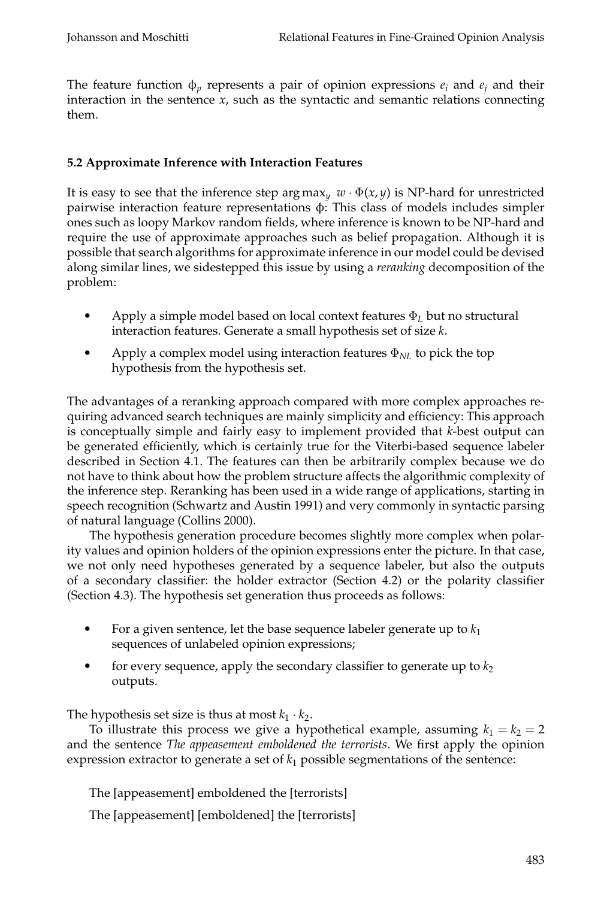The feature function $\phi_p$ represents a pair of opinion expressions $e_i$ and $e_j$ and their interaction in the sentence $x$, such as the syntactic and semantic relations connecting them.

### 5.2 Approximate Inference with Interaction Features

It is easy to see that the inference step $\arg\max_y \; w \cdot \Phi(x, y)$ is NP-hard for unrestricted pairwise interaction feature representations $\phi$: This class of models includes simpler ones such as loopy Markov random fields, where inference is known to be NP-hard and require the use of approximate approaches such as belief propagation. Although it is possible that search algorithms for approximate inference in our model could be devised along similar lines, we sidestepped this issue by using a *reranking* decomposition of the problem:

- Apply a simple model based on local context features $\Phi_L$ but no structural interaction features. Generate a small hypothesis set of size $k$.
- Apply a complex model using interaction features $\Phi_{NL}$ to pick the top hypothesis from the hypothesis set.

The advantages of a reranking approach compared with more complex approaches requiring advanced search techniques are mainly simplicity and efficiency: This approach is conceptually simple and fairly easy to implement provided that $k$-best output can be generated efficiently, which is certainly true for the Viterbi-based sequence labeler described in Section 4.1. The features can then be arbitrarily complex because we do not have to think about how the problem structure affects the algorithmic complexity of the inference step. Reranking has been used in a wide range of applications, starting in speech recognition (Schwartz and Austin 1991) and very commonly in syntactic parsing of natural language (Collins 2000).

The hypothesis generation procedure becomes slightly more complex when polarity values and opinion holders of the opinion expressions enter the picture. In that case, we not only need hypotheses generated by a sequence labeler, but also the outputs of a secondary classifier: the holder extractor (Section 4.2) or the polarity classifier (Section 4.3). The hypothesis set generation thus proceeds as follows:

- For a given sentence, let the base sequence labeler generate up to $k_1$ sequences of unlabeled opinion expressions;
- for every sequence, apply the secondary classifier to generate up to $k_2$ outputs.

The hypothesis set size is thus at most $k_1 \cdot k_2$.

To illustrate this process we give a hypothetical example, assuming $k_1 = k_2 = 2$ and the sentence *The appeasement emboldened the terrorists*. We first apply the opinion expression extractor to generate a set of $k_1$ possible segmentations of the sentence:

The [appeasement] emboldened the [terrorists]

The [appeasement] [emboldened] the [terrorists]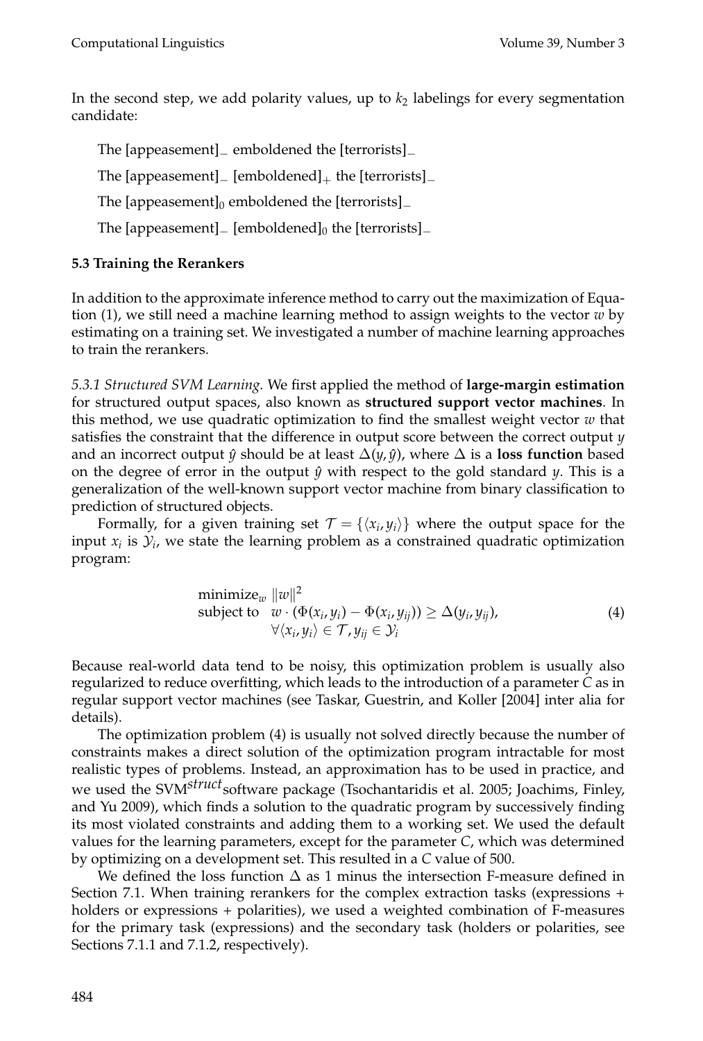In the second step, we add polarity values, up to $k_2$ labelings for every segmentation candidate:

The [appeasement]$_{-}$ emboldened the [terrorists]$_{-}$

The [appeasement]$_{-}$ [emboldened]$_{+}$ the [terrorists]$_{-}$

The [appeasement]$_{0}$ emboldened the [terrorists]$_{-}$

The [appeasement]$_{-}$ [emboldened]$_{0}$ the [terrorists]$_{-}$

### 5.3 Training the Rerankers

In addition to the approximate inference method to carry out the maximization of Equation (1), we still need a machine learning method to assign weights to the vector $w$ by estimating on a training set. We investigated a number of machine learning approaches to train the rerankers.

*5.3.1 Structured SVM Learning.* We first applied the method of **large-margin estimation** for structured output spaces, also known as **structured support vector machines**. In this method, we use quadratic optimization to find the smallest weight vector $w$ that satisfies the constraint that the difference in output score between the correct output $y$ and an incorrect output $\hat{y}$ should be at least $\Delta(y, \hat{y})$, where $\Delta$ is a **loss function** based on the degree of error in the output $\hat{y}$ with respect to the gold standard $y$. This is a generalization of the well-known support vector machine from binary classification to prediction of structured objects.

Formally, for a given training set $\mathcal{T} = \{\langle x_i, y_i \rangle\}$ where the output space for the input $x_i$ is $\mathcal{Y}_i$, we state the learning problem as a constrained quadratic optimization program:

$$
\begin{aligned}
&\text{minimize}_w \;\; \|w\|^2 \\
&\text{subject to} \;\; w \cdot (\Phi(x_i, y_i) - \Phi(x_i, y_{ij})) \geq \Delta(y_i, y_{ij}), \\
&\qquad\qquad\;\; \forall \langle x_i, y_i \rangle \in \mathcal{T}, y_{ij} \in \mathcal{Y}_i
\end{aligned}
\tag{4}
$$

Because real-world data tend to be noisy, this optimization problem is usually also regularized to reduce overfitting, which leads to the introduction of a parameter $C$ as in regular support vector machines (see Taskar, Guestrin, and Koller [2004] inter alia for details).

The optimization problem (4) is usually not solved directly because the number of constraints makes a direct solution of the optimization program intractable for most realistic types of problems. Instead, an approximation has to be used in practice, and we used the SVM$^{struct}$ software package (Tsochantaridis et al. 2005; Joachims, Finley, and Yu 2009), which finds a solution to the quadratic program by successively finding its most violated constraints and adding them to a working set. We used the default values for the learning parameters, except for the parameter $C$, which was determined by optimizing on a development set. This resulted in a $C$ value of 500.

We defined the loss function $\Delta$ as 1 minus the intersection F-measure defined in Section 7.1. When training rerankers for the complex extraction tasks (expressions + holders or expressions + polarities), we used a weighted combination of F-measures for the primary task (expressions) and the secondary task (holders or polarities, see Sections 7.1.1 and 7.1.2, respectively).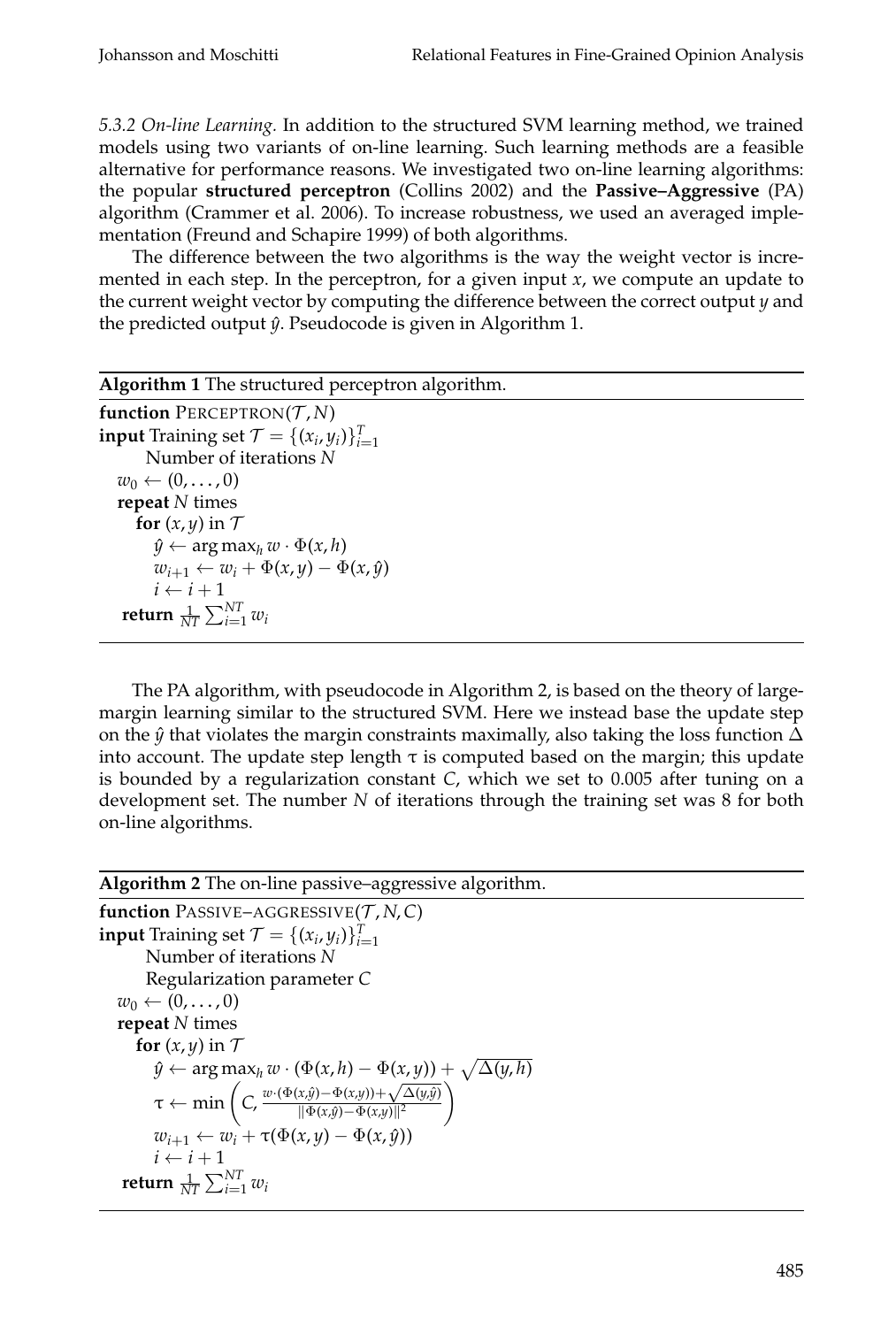*5.3.2 On-line Learning.* In addition to the structured SVM learning method, we trained models using two variants of on-line learning. Such learning methods are a feasible alternative for performance reasons. We investigated two on-line learning algorithms: the popular **structured perceptron** (Collins 2002) and the **Passive–Aggressive** (PA) algorithm (Crammer et al. 2006). To increase robustness, we used an averaged implementation (Freund and Schapire 1999) of both algorithms.

The difference between the two algorithms is the way the weight vector is incremented in each step. In the perceptron, for a given input $x$, we compute an update to the current weight vector by computing the difference between the correct output $y$ and the predicted output $\hat{y}$. Pseudocode is given in Algorithm 1.

**Algorithm 1** The structured perceptron algorithm.

**function** PERCEPTRON($\mathcal{T}, N$)
**input** Training set $\mathcal{T} = \{(x_i, y_i)\}_{i=1}^{T}$
  Number of iterations $N$
 $w_0 \leftarrow (0, \ldots, 0)$
 **repeat** $N$ times
  **for** $(x, y)$ in $\mathcal{T}$
   $\hat{y} \leftarrow \arg\max_h w \cdot \Phi(x, h)$
   $w_{i+1} \leftarrow w_i + \Phi(x, y) - \Phi(x, \hat{y})$
   $i \leftarrow i + 1$
 **return** $\frac{1}{NT} \sum_{i=1}^{NT} w_i$

The PA algorithm, with pseudocode in Algorithm 2, is based on the theory of large-margin learning similar to the structured SVM. Here we instead base the update step on the $\hat{y}$ that violates the margin constraints maximally, also taking the loss function $\Delta$ into account. The update step length $\tau$ is computed based on the margin; this update is bounded by a regularization constant $C$, which we set to 0.005 after tuning on a development set. The number $N$ of iterations through the training set was 8 for both on-line algorithms.

**Algorithm 2** The on-line passive–aggressive algorithm.

**function** PASSIVE–AGGRESSIVE($\mathcal{T}, N, C$)
**input** Training set $\mathcal{T} = \{(x_i, y_i)\}_{i=1}^{T}$
  Number of iterations $N$
  Regularization parameter $C$
 $w_0 \leftarrow (0, \ldots, 0)$
 **repeat** $N$ times
  **for** $(x, y)$ in $\mathcal{T}$
   $\hat{y} \leftarrow \arg\max_h w \cdot (\Phi(x, h) - \Phi(x, y)) + \sqrt{\Delta(y, h)}$
   $\tau \leftarrow \min\left(C, \frac{w \cdot (\Phi(x, \hat{y}) - \Phi(x, y)) + \sqrt{\Delta(y, \hat{y})}}{\|\Phi(x, \hat{y}) - \Phi(x, y)\|^2}\right)$
   $w_{i+1} \leftarrow w_i + \tau(\Phi(x, y) - \Phi(x, \hat{y}))$
   $i \leftarrow i + 1$
 **return** $\frac{1}{NT} \sum_{i=1}^{NT} w_i$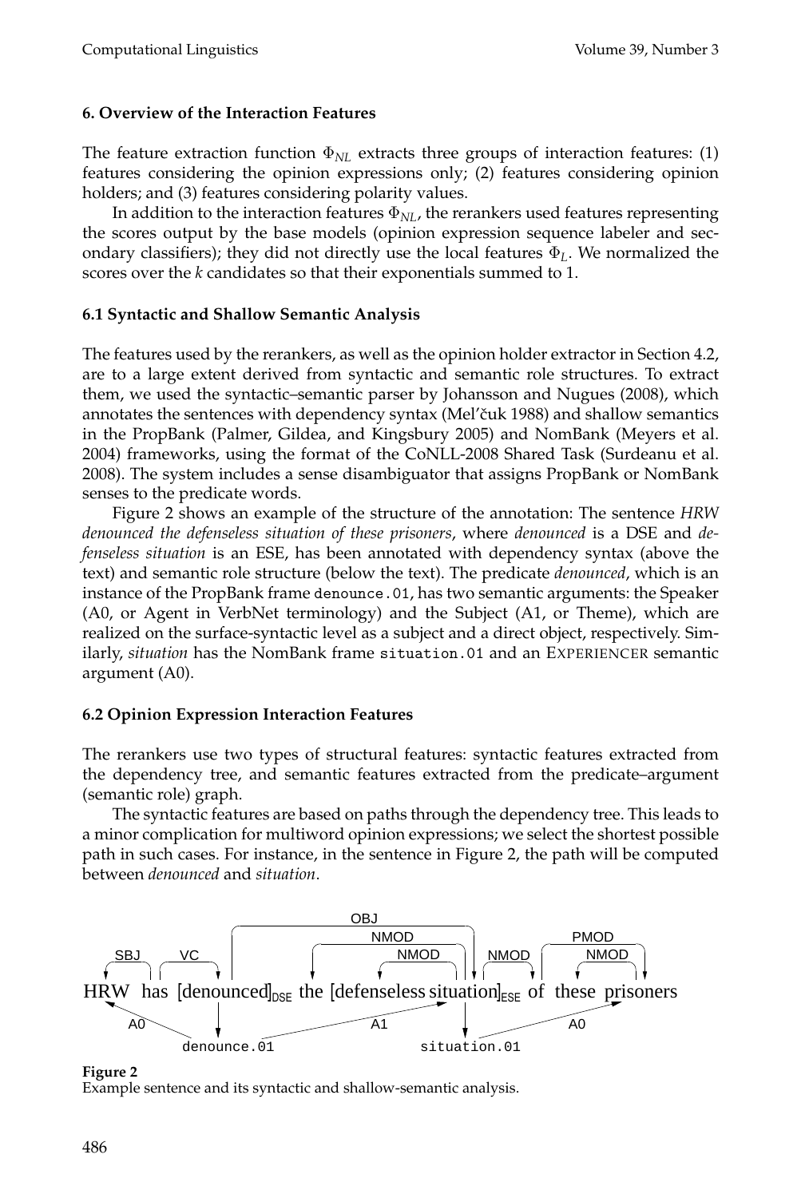## 6. Overview of the Interaction Features

The feature extraction function $\Phi_{NL}$ extracts three groups of interaction features: (1) features considering the opinion expressions only; (2) features considering opinion holders; and (3) features considering polarity values.

In addition to the interaction features $\Phi_{NL}$, the rerankers used features representing the scores output by the base models (opinion expression sequence labeler and secondary classifiers); they did not directly use the local features $\Phi_L$. We normalized the scores over the $k$ candidates so that their exponentials summed to 1.

### 6.1 Syntactic and Shallow Semantic Analysis

The features used by the rerankers, as well as the opinion holder extractor in Section 4.2, are to a large extent derived from syntactic and semantic role structures. To extract them, we used the syntactic–semantic parser by Johansson and Nugues (2008), which annotates the sentences with dependency syntax (Mel'čuk 1988) and shallow semantics in the PropBank (Palmer, Gildea, and Kingsbury 2005) and NomBank (Meyers et al. 2004) frameworks, using the format of the CoNLL-2008 Shared Task (Surdeanu et al. 2008). The system includes a sense disambiguator that assigns PropBank or NomBank senses to the predicate words.

Figure 2 shows an example of the structure of the annotation: The sentence *HRW denounced the defenseless situation of these prisoners*, where *denounced* is a DSE and *defenseless situation* is an ESE, has been annotated with dependency syntax (above the text) and semantic role structure (below the text). The predicate *denounced*, which is an instance of the PropBank frame `denounce.01`, has two semantic arguments: the Speaker (A0, or Agent in VerbNet terminology) and the Subject (A1, or Theme), which are realized on the surface-syntactic level as a subject and a direct object, respectively. Similarly, *situation* has the NomBank frame `situation.01` and an EXPERIENCER semantic argument (A0).

### 6.2 Opinion Expression Interaction Features

The rerankers use two types of structural features: syntactic features extracted from the dependency tree, and semantic features extracted from the predicate–argument (semantic role) graph.

The syntactic features are based on paths through the dependency tree. This leads to a minor complication for multiword opinion expressions; we select the shortest possible path in such cases. For instance, in the sentence in Figure 2, the path will be computed between *denounced* and *situation*.

**Figure 2**
Example sentence and its syntactic and shallow-semantic analysis.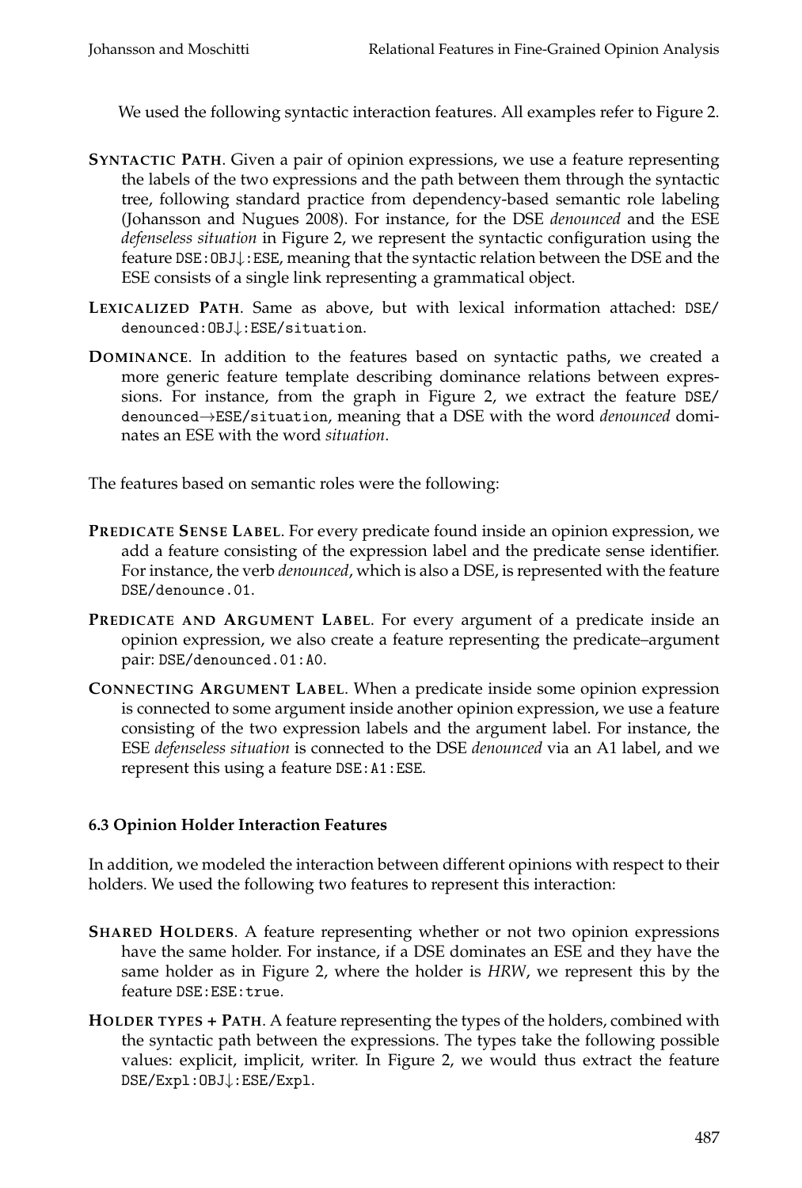We used the following syntactic interaction features. All examples refer to Figure 2.

**Syntactic Path**. Given a pair of opinion expressions, we use a feature representing the labels of the two expressions and the path between them through the syntactic tree, following standard practice from dependency-based semantic role labeling (Johansson and Nugues 2008). For instance, for the DSE *denounced* and the ESE *defenseless situation* in Figure 2, we represent the syntactic configuration using the feature `DSE:OBJ↓:ESE`, meaning that the syntactic relation between the DSE and the ESE consists of a single link representing a grammatical object.

**Lexicalized Path**. Same as above, but with lexical information attached: `DSE/denounced:OBJ↓:ESE/situation`.

**Dominance**. In addition to the features based on syntactic paths, we created a more generic feature template describing dominance relations between expressions. For instance, from the graph in Figure 2, we extract the feature `DSE/denounced→ESE/situation`, meaning that a DSE with the word *denounced* dominates an ESE with the word *situation*.

The features based on semantic roles were the following:

**Predicate Sense Label**. For every predicate found inside an opinion expression, we add a feature consisting of the expression label and the predicate sense identifier. For instance, the verb *denounced*, which is also a DSE, is represented with the feature `DSE/denounce.01`.

**Predicate and Argument Label**. For every argument of a predicate inside an opinion expression, we also create a feature representing the predicate–argument pair: `DSE/denounced.01:A0`.

**Connecting Argument Label**. When a predicate inside some opinion expression is connected to some argument inside another opinion expression, we use a feature consisting of the two expression labels and the argument label. For instance, the ESE *defenseless situation* is connected to the DSE *denounced* via an A1 label, and we represent this using a feature `DSE:A1:ESE`.

### 6.3 Opinion Holder Interaction Features

In addition, we modeled the interaction between different opinions with respect to their holders. We used the following two features to represent this interaction:

**Shared Holders**. A feature representing whether or not two opinion expressions have the same holder. For instance, if a DSE dominates an ESE and they have the same holder as in Figure 2, where the holder is *HRW*, we represent this by the feature `DSE:ESE:true`.

**Holder types + Path**. A feature representing the types of the holders, combined with the syntactic path between the expressions. The types take the following possible values: explicit, implicit, writer. In Figure 2, we would thus extract the feature `DSE/Expl:OBJ↓:ESE/Expl`.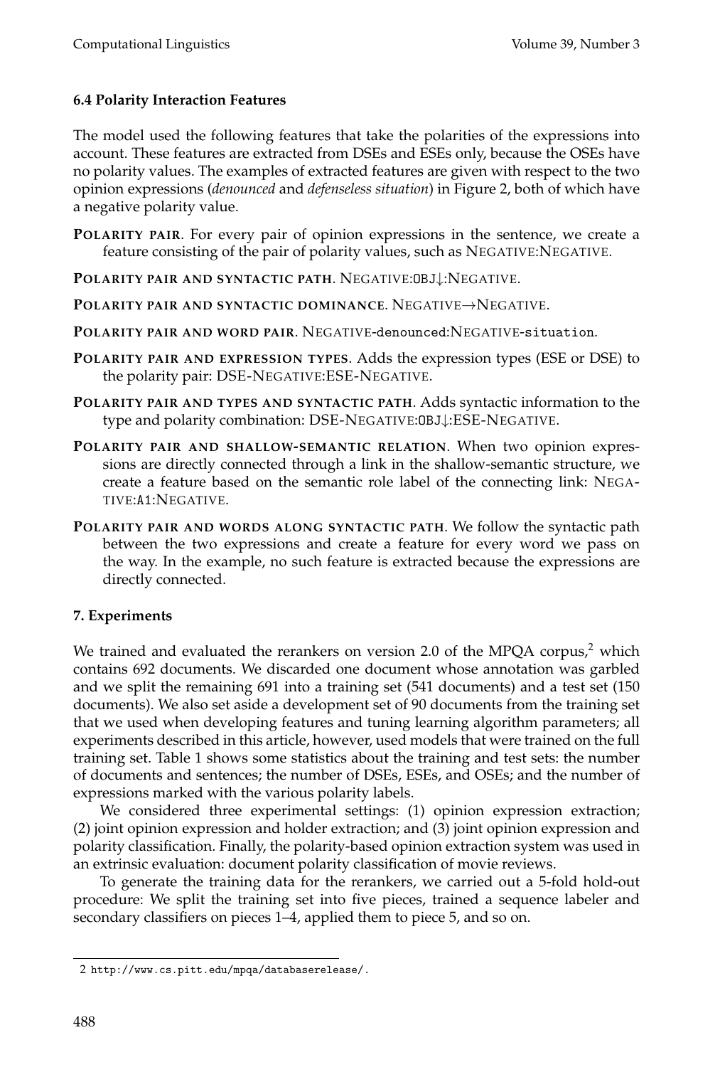### 6.4 Polarity Interaction Features

The model used the following features that take the polarities of the expressions into account. These features are extracted from DSEs and ESEs only, because the OSEs have no polarity values. The examples of extracted features are given with respect to the two opinion expressions (*denounced* and *defenseless situation*) in Figure 2, both of which have a negative polarity value.

**POLARITY PAIR**. For every pair of opinion expressions in the sentence, we create a feature consisting of the pair of polarity values, such as NEGATIVE:NEGATIVE.

**POLARITY PAIR AND SYNTACTIC PATH**. NEGATIVE:`OBJ`↓:NEGATIVE.

**POLARITY PAIR AND SYNTACTIC DOMINANCE**. NEGATIVE→NEGATIVE.

**POLARITY PAIR AND WORD PAIR**. NEGATIVE-`denounced`:NEGATIVE-`situation`.

**POLARITY PAIR AND EXPRESSION TYPES**. Adds the expression types (ESE or DSE) to the polarity pair: DSE-NEGATIVE:ESE-NEGATIVE.

**POLARITY PAIR AND TYPES AND SYNTACTIC PATH**. Adds syntactic information to the type and polarity combination: DSE-NEGATIVE:`OBJ`↓:ESE-NEGATIVE.

**POLARITY PAIR AND SHALLOW-SEMANTIC RELATION**. When two opinion expressions are directly connected through a link in the shallow-semantic structure, we create a feature based on the semantic role label of the connecting link: NEGATIVE:`A1`:NEGATIVE.

**POLARITY PAIR AND WORDS ALONG SYNTACTIC PATH**. We follow the syntactic path between the two expressions and create a feature for every word we pass on the way. In the example, no such feature is extracted because the expressions are directly connected.

## 7. Experiments

We trained and evaluated the rerankers on version 2.0 of the MPQA corpus,[2] which contains 692 documents. We discarded one document whose annotation was garbled and we split the remaining 691 into a training set (541 documents) and a test set (150 documents). We also set aside a development set of 90 documents from the training set that we used when developing features and tuning learning algorithm parameters; all experiments described in this article, however, used models that were trained on the full training set. Table 1 shows some statistics about the training and test sets: the number of documents and sentences; the number of DSEs, ESEs, and OSEs; and the number of expressions marked with the various polarity labels.

We considered three experimental settings: (1) opinion expression extraction; (2) joint opinion expression and holder extraction; and (3) joint opinion expression and polarity classification. Finally, the polarity-based opinion extraction system was used in an extrinsic evaluation: document polarity classification of movie reviews.

To generate the training data for the rerankers, we carried out a 5-fold hold-out procedure: We split the training set into five pieces, trained a sequence labeler and secondary classifiers on pieces 1–4, applied them to piece 5, and so on.

2 `http://www.cs.pitt.edu/mpqa/databaserelease/`.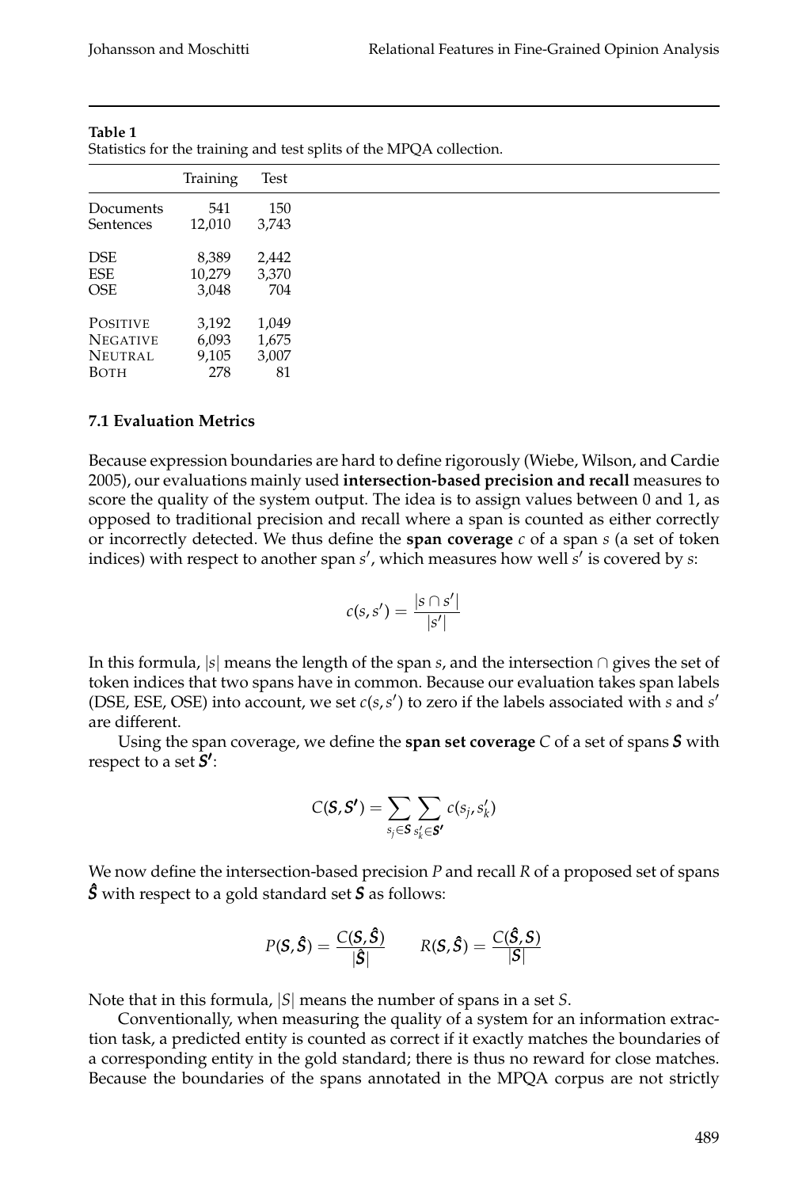**Table 1**
Statistics for the training and test splits of the MPQA collection.

| | Training | Test |
|---|---|---|
| Documents | 541 | 150 |
| Sentences | 12,010 | 3,743 |
| DSE | 8,389 | 2,442 |
| ESE | 10,279 | 3,370 |
| OSE | 3,048 | 704 |
| POSITIVE | 3,192 | 1,049 |
| NEGATIVE | 6,093 | 1,675 |
| NEUTRAL | 9,105 | 3,007 |
| BOTH | 278 | 81 |

### 7.1 Evaluation Metrics

Because expression boundaries are hard to define rigorously (Wiebe, Wilson, and Cardie 2005), our evaluations mainly used **intersection-based precision and recall** measures to score the quality of the system output. The idea is to assign values between 0 and 1, as opposed to traditional precision and recall where a span is counted as either correctly or incorrectly detected. We thus define the **span coverage** $c$ of a span $s$ (a set of token indices) with respect to another span $s'$, which measures how well $s'$ is covered by $s$:

$$c(s, s') = \frac{|s \cap s'|}{|s'|}$$

In this formula, $|s|$ means the length of the span $s$, and the intersection $\cap$ gives the set of token indices that two spans have in common. Because our evaluation takes span labels (DSE, ESE, OSE) into account, we set $c(s, s')$ to zero if the labels associated with $s$ and $s'$ are different.

Using the span coverage, we define the **span set coverage** $C$ of a set of spans $\boldsymbol{S}$ with respect to a set $\boldsymbol{S'}$:

$$C(\boldsymbol{S}, \boldsymbol{S'}) = \sum_{s_j \in \boldsymbol{S}} \sum_{s'_k \in \boldsymbol{S'}} c(s_j, s'_k)$$

We now define the intersection-based precision $P$ and recall $R$ of a proposed set of spans $\hat{\boldsymbol{S}}$ with respect to a gold standard set $\boldsymbol{S}$ as follows:

$$P(\boldsymbol{S}, \hat{\boldsymbol{S}}) = \frac{C(\boldsymbol{S}, \hat{\boldsymbol{S}})}{|\hat{\boldsymbol{S}}|} \qquad R(\boldsymbol{S}, \hat{\boldsymbol{S}}) = \frac{C(\hat{\boldsymbol{S}}, \boldsymbol{S})}{|\boldsymbol{S}|}$$

Note that in this formula, $|S|$ means the number of spans in a set $S$.

Conventionally, when measuring the quality of a system for an information extraction task, a predicted entity is counted as correct if it exactly matches the boundaries of a corresponding entity in the gold standard; there is thus no reward for close matches. Because the boundaries of the spans annotated in the MPQA corpus are not strictly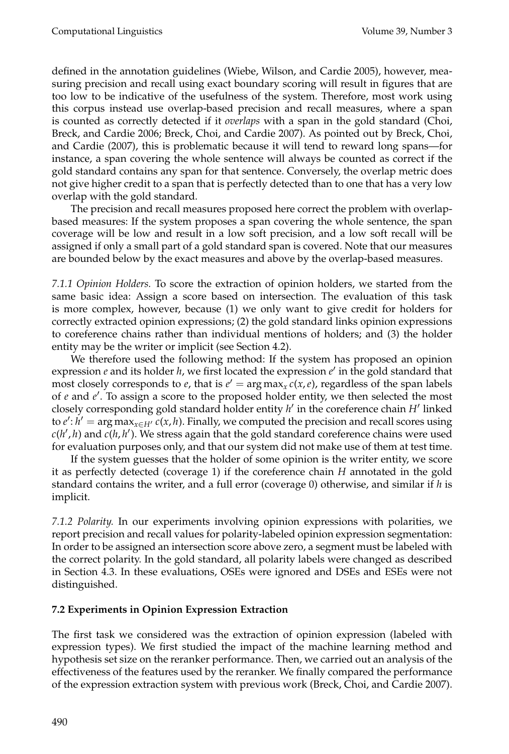defined in the annotation guidelines (Wiebe, Wilson, and Cardie 2005), however, measuring precision and recall using exact boundary scoring will result in figures that are too low to be indicative of the usefulness of the system. Therefore, most work using this corpus instead use overlap-based precision and recall measures, where a span is counted as correctly detected if it *overlaps* with a span in the gold standard (Choi, Breck, and Cardie 2006; Breck, Choi, and Cardie 2007). As pointed out by Breck, Choi, and Cardie (2007), this is problematic because it will tend to reward long spans—for instance, a span covering the whole sentence will always be counted as correct if the gold standard contains any span for that sentence. Conversely, the overlap metric does not give higher credit to a span that is perfectly detected than to one that has a very low overlap with the gold standard.

The precision and recall measures proposed here correct the problem with overlap-based measures: If the system proposes a span covering the whole sentence, the span coverage will be low and result in a low soft precision, and a low soft recall will be assigned if only a small part of a gold standard span is covered. Note that our measures are bounded below by the exact measures and above by the overlap-based measures.

*7.1.1 Opinion Holders.* To score the extraction of opinion holders, we started from the same basic idea: Assign a score based on intersection. The evaluation of this task is more complex, however, because (1) we only want to give credit for holders for correctly extracted opinion expressions; (2) the gold standard links opinion expressions to coreference chains rather than individual mentions of holders; and (3) the holder entity may be the writer or implicit (see Section 4.2).

We therefore used the following method: If the system has proposed an opinion expression $e$ and its holder $h$, we first located the expression $e'$ in the gold standard that most closely corresponds to $e$, that is $e' = \arg\max_x c(x, e)$, regardless of the span labels of $e$ and $e'$. To assign a score to the proposed holder entity, we then selected the most closely corresponding gold standard holder entity $h'$ in the coreference chain $H'$ linked to $e'$: $h' = \arg\max_{x \in H'} c(x, h)$. Finally, we computed the precision and recall scores using $c(h', h)$ and $c(h, h')$. We stress again that the gold standard coreference chains were used for evaluation purposes only, and that our system did not make use of them at test time.

If the system guesses that the holder of some opinion is the writer entity, we score it as perfectly detected (coverage 1) if the coreference chain $H$ annotated in the gold standard contains the writer, and a full error (coverage 0) otherwise, and similar if $h$ is implicit.

*7.1.2 Polarity.* In our experiments involving opinion expressions with polarities, we report precision and recall values for polarity-labeled opinion expression segmentation: In order to be assigned an intersection score above zero, a segment must be labeled with the correct polarity. In the gold standard, all polarity labels were changed as described in Section 4.3. In these evaluations, OSEs were ignored and DSEs and ESEs were not distinguished.

### 7.2 Experiments in Opinion Expression Extraction

The first task we considered was the extraction of opinion expression (labeled with expression types). We first studied the impact of the machine learning method and hypothesis set size on the reranker performance. Then, we carried out an analysis of the effectiveness of the features used by the reranker. We finally compared the performance of the expression extraction system with previous work (Breck, Choi, and Cardie 2007).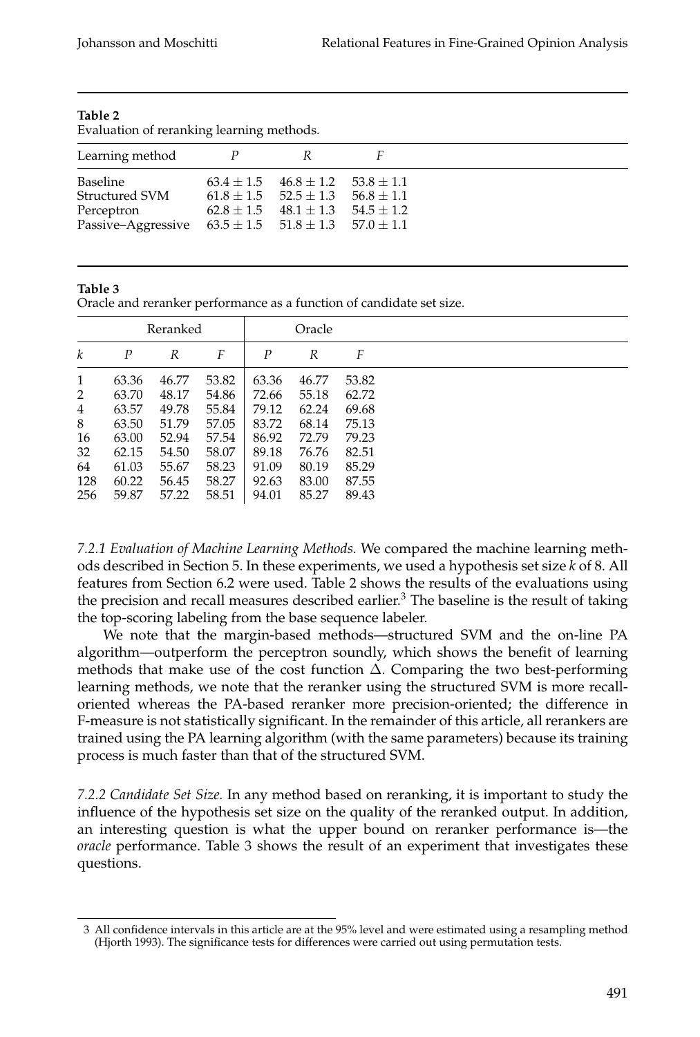**Table 2**
Evaluation of reranking learning methods.

| Learning method | $P$ | $R$ | $F$ |
|---|---|---|---|
| Baseline | $63.4 \pm 1.5$ | $46.8 \pm 1.2$ | $53.8 \pm 1.1$ |
| Structured SVM | $61.8 \pm 1.5$ | $52.5 \pm 1.3$ | $56.8 \pm 1.1$ |
| Perceptron | $62.8 \pm 1.5$ | $48.1 \pm 1.3$ | $54.5 \pm 1.2$ |
| Passive–Aggressive | $63.5 \pm 1.5$ | $51.8 \pm 1.3$ | $57.0 \pm 1.1$ |

**Table 3**
Oracle and reranker performance as a function of candidate set size.

| | Reranked | | | Oracle | | |
|---|---|---|---|---|---|---|
| $k$ | $P$ | $R$ | $F$ | $P$ | $R$ | $F$ |
| 1 | 63.36 | 46.77 | 53.82 | 63.36 | 46.77 | 53.82 |
| 2 | 63.70 | 48.17 | 54.86 | 72.66 | 55.18 | 62.72 |
| 4 | 63.57 | 49.78 | 55.84 | 79.12 | 62.24 | 69.68 |
| 8 | 63.50 | 51.79 | 57.05 | 83.72 | 68.14 | 75.13 |
| 16 | 63.00 | 52.94 | 57.54 | 86.92 | 72.79 | 79.23 |
| 32 | 62.15 | 54.50 | 58.07 | 89.18 | 76.76 | 82.51 |
| 64 | 61.03 | 55.67 | 58.23 | 91.09 | 80.19 | 85.29 |
| 128 | 60.22 | 56.45 | 58.27 | 92.63 | 83.00 | 87.55 |
| 256 | 59.87 | 57.22 | 58.51 | 94.01 | 85.27 | 89.43 |

*7.2.1 Evaluation of Machine Learning Methods.* We compared the machine learning methods described in Section 5. In these experiments, we used a hypothesis set size $k$ of 8. All features from Section 6.2 were used. Table 2 shows the results of the evaluations using the precision and recall measures described earlier.[3] The baseline is the result of taking the top-scoring labeling from the base sequence labeler.

We note that the margin-based methods—structured SVM and the on-line PA algorithm—outperform the perceptron soundly, which shows the benefit of learning methods that make use of the cost function $\Delta$. Comparing the two best-performing learning methods, we note that the reranker using the structured SVM is more recall-oriented whereas the PA-based reranker more precision-oriented; the difference in F-measure is not statistically significant. In the remainder of this article, all rerankers are trained using the PA learning algorithm (with the same parameters) because its training process is much faster than that of the structured SVM.

*7.2.2 Candidate Set Size.* In any method based on reranking, it is important to study the influence of the hypothesis set size on the quality of the reranked output. In addition, an interesting question is what the upper bound on reranker performance is—the *oracle* performance. Table 3 shows the result of an experiment that investigates these questions.

[3] All confidence intervals in this article are at the 95% level and were estimated using a resampling method (Hjorth 1993). The significance tests for differences were carried out using permutation tests.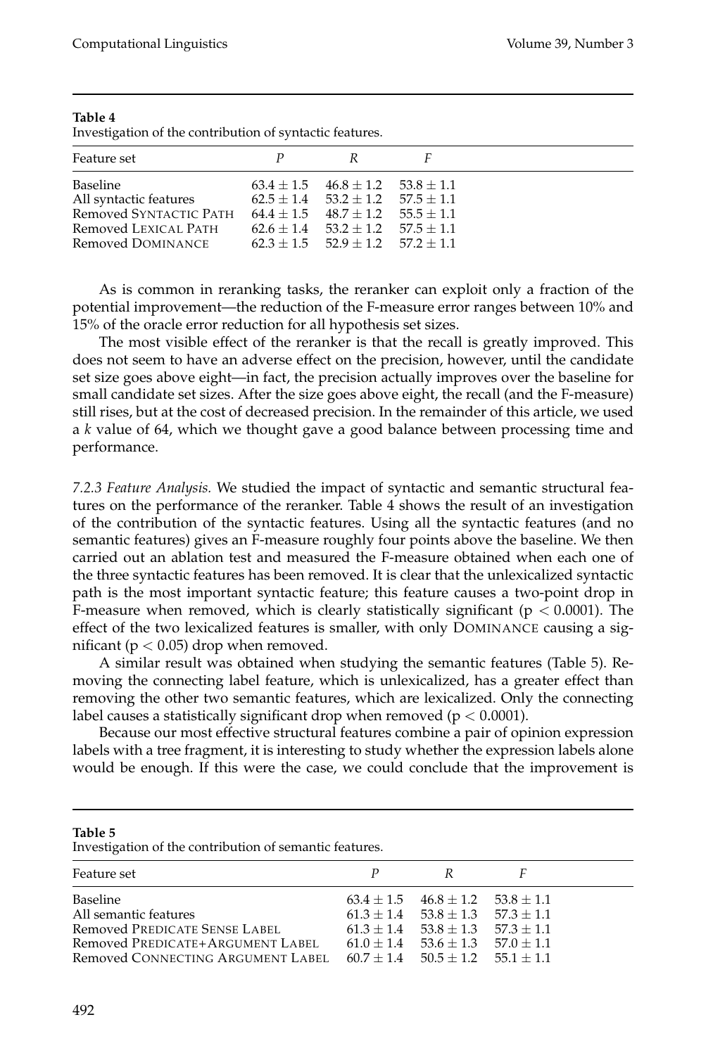**Table 4**
Investigation of the contribution of syntactic features.

| Feature set | $P$ | $R$ | $F$ |
|---|---|---|---|
| Baseline | $63.4 \pm 1.5$ | $46.8 \pm 1.2$ | $53.8 \pm 1.1$ |
| All syntactic features | $62.5 \pm 1.4$ | $53.2 \pm 1.2$ | $57.5 \pm 1.1$ |
| Removed SYNTACTIC PATH | $64.4 \pm 1.5$ | $48.7 \pm 1.2$ | $55.5 \pm 1.1$ |
| Removed LEXICAL PATH | $62.6 \pm 1.4$ | $53.2 \pm 1.2$ | $57.5 \pm 1.1$ |
| Removed DOMINANCE | $62.3 \pm 1.5$ | $52.9 \pm 1.2$ | $57.2 \pm 1.1$ |

As is common in reranking tasks, the reranker can exploit only a fraction of the potential improvement—the reduction of the F-measure error ranges between 10% and 15% of the oracle error reduction for all hypothesis set sizes.

The most visible effect of the reranker is that the recall is greatly improved. This does not seem to have an adverse effect on the precision, however, until the candidate set size goes above eight—in fact, the precision actually improves over the baseline for small candidate set sizes. After the size goes above eight, the recall (and the F-measure) still rises, but at the cost of decreased precision. In the remainder of this article, we used a $k$ value of 64, which we thought gave a good balance between processing time and performance.

*7.2.3 Feature Analysis.* We studied the impact of syntactic and semantic structural features on the performance of the reranker. Table 4 shows the result of an investigation of the contribution of the syntactic features. Using all the syntactic features (and no semantic features) gives an F-measure roughly four points above the baseline. We then carried out an ablation test and measured the F-measure obtained when each one of the three syntactic features has been removed. It is clear that the unlexicalized syntactic path is the most important syntactic feature; this feature causes a two-point drop in F-measure when removed, which is clearly statistically significant ($p < 0.0001$). The effect of the two lexicalized features is smaller, with only DOMINANCE causing a significant ($p < 0.05$) drop when removed.

A similar result was obtained when studying the semantic features (Table 5). Removing the connecting label feature, which is unlexicalized, has a greater effect than removing the other two semantic features, which are lexicalized. Only the connecting label causes a statistically significant drop when removed ($p < 0.0001$).

Because our most effective structural features combine a pair of opinion expression labels with a tree fragment, it is interesting to study whether the expression labels alone would be enough. If this were the case, we could conclude that the improvement is

**Table 5**
Investigation of the contribution of semantic features.

| Feature set | $P$ | $R$ | $F$ |
|---|---|---|---|
| Baseline | $63.4 \pm 1.5$ | $46.8 \pm 1.2$ | $53.8 \pm 1.1$ |
| All semantic features | $61.3 \pm 1.4$ | $53.8 \pm 1.3$ | $57.3 \pm 1.1$ |
| Removed PREDICATE SENSE LABEL | $61.3 \pm 1.4$ | $53.8 \pm 1.3$ | $57.3 \pm 1.1$ |
| Removed PREDICATE+ARGUMENT LABEL | $61.0 \pm 1.4$ | $53.6 \pm 1.3$ | $57.0 \pm 1.1$ |
| Removed CONNECTING ARGUMENT LABEL | $60.7 \pm 1.4$ | $50.5 \pm 1.2$ | $55.1 \pm 1.1$ |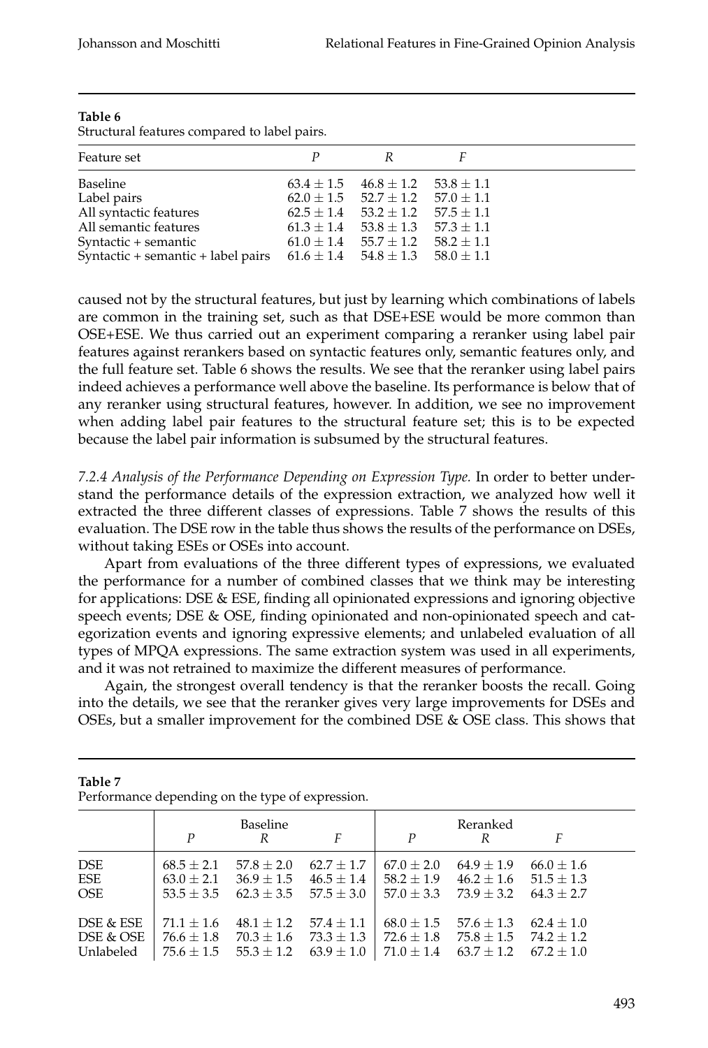**Table 6**
Structural features compared to label pairs.

| Feature set | $P$ | $R$ | $F$ |
|---|---|---|---|
| Baseline | $63.4 \pm 1.5$ | $46.8 \pm 1.2$ | $53.8 \pm 1.1$ |
| Label pairs | $62.0 \pm 1.5$ | $52.7 \pm 1.2$ | $57.0 \pm 1.1$ |
| All syntactic features | $62.5 \pm 1.4$ | $53.2 \pm 1.2$ | $57.5 \pm 1.1$ |
| All semantic features | $61.3 \pm 1.4$ | $53.8 \pm 1.3$ | $57.3 \pm 1.1$ |
| Syntactic + semantic | $61.0 \pm 1.4$ | $55.7 \pm 1.2$ | $58.2 \pm 1.1$ |
| Syntactic + semantic + label pairs | $61.6 \pm 1.4$ | $54.8 \pm 1.3$ | $58.0 \pm 1.1$ |

caused not by the structural features, but just by learning which combinations of labels are common in the training set, such as that DSE+ESE would be more common than OSE+ESE. We thus carried out an experiment comparing a reranker using label pair features against rerankers based on syntactic features only, semantic features only, and the full feature set. Table 6 shows the results. We see that the reranker using label pairs indeed achieves a performance well above the baseline. Its performance is below that of any reranker using structural features, however. In addition, we see no improvement when adding label pair features to the structural feature set; this is to be expected because the label pair information is subsumed by the structural features.

*7.2.4 Analysis of the Performance Depending on Expression Type.* In order to better understand the performance details of the expression extraction, we analyzed how well it extracted the three different classes of expressions. Table 7 shows the results of this evaluation. The DSE row in the table thus shows the results of the performance on DSEs, without taking ESEs or OSEs into account.

Apart from evaluations of the three different types of expressions, we evaluated the performance for a number of combined classes that we think may be interesting for applications: DSE & ESE, finding all opinionated expressions and ignoring objective speech events; DSE & OSE, finding opinionated and non-opinionated speech and categorization events and ignoring expressive elements; and unlabeled evaluation of all types of MPQA expressions. The same extraction system was used in all experiments, and it was not retrained to maximize the different measures of performance.

Again, the strongest overall tendency is that the reranker boosts the recall. Going into the details, we see that the reranker gives very large improvements for DSEs and OSEs, but a smaller improvement for the combined DSE & OSE class. This shows that

**Table 7**
Performance depending on the type of expression.

| | Baseline | | | Reranked | | |
|---|---|---|---|---|---|---|
| | $P$ | $R$ | $F$ | $P$ | $R$ | $F$ |
| DSE | $68.5 \pm 2.1$ | $57.8 \pm 2.0$ | $62.7 \pm 1.7$ | $67.0 \pm 2.0$ | $64.9 \pm 1.9$ | $66.0 \pm 1.6$ |
| ESE | $63.0 \pm 2.1$ | $36.9 \pm 1.5$ | $46.5 \pm 1.4$ | $58.2 \pm 1.9$ | $46.2 \pm 1.6$ | $51.5 \pm 1.3$ |
| OSE | $53.5 \pm 3.5$ | $62.3 \pm 3.5$ | $57.5 \pm 3.0$ | $57.0 \pm 3.3$ | $73.9 \pm 3.2$ | $64.3 \pm 2.7$ |
| DSE & ESE | $71.1 \pm 1.6$ | $48.1 \pm 1.2$ | $57.4 \pm 1.1$ | $68.0 \pm 1.5$ | $57.6 \pm 1.3$ | $62.4 \pm 1.0$ |
| DSE & OSE | $76.6 \pm 1.8$ | $70.3 \pm 1.6$ | $73.3 \pm 1.3$ | $72.6 \pm 1.8$ | $75.8 \pm 1.5$ | $74.2 \pm 1.2$ |
| Unlabeled | $75.6 \pm 1.5$ | $55.3 \pm 1.2$ | $63.9 \pm 1.0$ | $71.0 \pm 1.4$ | $63.7 \pm 1.2$ | $67.2 \pm 1.0$ |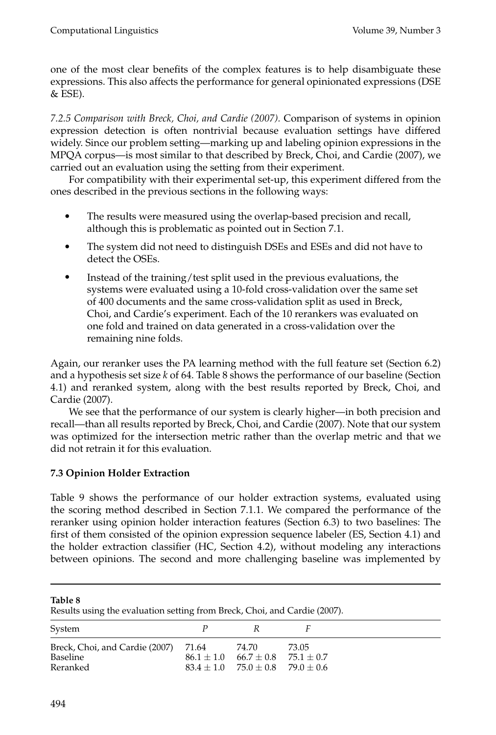one of the most clear benefits of the complex features is to help disambiguate these expressions. This also affects the performance for general opinionated expressions (DSE & ESE).

*7.2.5 Comparison with Breck, Choi, and Cardie (2007).* Comparison of systems in opinion expression detection is often nontrivial because evaluation settings have differed widely. Since our problem setting—marking up and labeling opinion expressions in the MPQA corpus—is most similar to that described by Breck, Choi, and Cardie (2007), we carried out an evaluation using the setting from their experiment.

For compatibility with their experimental set-up, this experiment differed from the ones described in the previous sections in the following ways:

- The results were measured using the overlap-based precision and recall, although this is problematic as pointed out in Section 7.1.
- The system did not need to distinguish DSEs and ESEs and did not have to detect the OSEs.
- Instead of the training/test split used in the previous evaluations, the systems were evaluated using a 10-fold cross-validation over the same set of 400 documents and the same cross-validation split as used in Breck, Choi, and Cardie's experiment. Each of the 10 rerankers was evaluated on one fold and trained on data generated in a cross-validation over the remaining nine folds.

Again, our reranker uses the PA learning method with the full feature set (Section 6.2) and a hypothesis set size $k$ of 64. Table 8 shows the performance of our baseline (Section 4.1) and reranked system, along with the best results reported by Breck, Choi, and Cardie (2007).

We see that the performance of our system is clearly higher—in both precision and recall—than all results reported by Breck, Choi, and Cardie (2007). Note that our system was optimized for the intersection metric rather than the overlap metric and that we did not retrain it for this evaluation.

### 7.3 Opinion Holder Extraction

Table 9 shows the performance of our holder extraction systems, evaluated using the scoring method described in Section 7.1.1. We compared the performance of the reranker using opinion holder interaction features (Section 6.3) to two baselines: The first of them consisted of the opinion expression sequence labeler (ES, Section 4.1) and the holder extraction classifier (HC, Section 4.2), without modeling any interactions between opinions. The second and more challenging baseline was implemented by

**Table 8**
Results using the evaluation setting from Breck, Choi, and Cardie (2007).

| System | $P$ | $R$ | $F$ |
|---|---|---|---|
| Breck, Choi, and Cardie (2007) | 71.64 | 74.70 | 73.05 |
| Baseline | $86.1 \pm 1.0$ | $66.7 \pm 0.8$ | $75.1 \pm 0.7$ |
| Reranked | $83.4 \pm 1.0$ | $75.0 \pm 0.8$ | $79.0 \pm 0.6$ |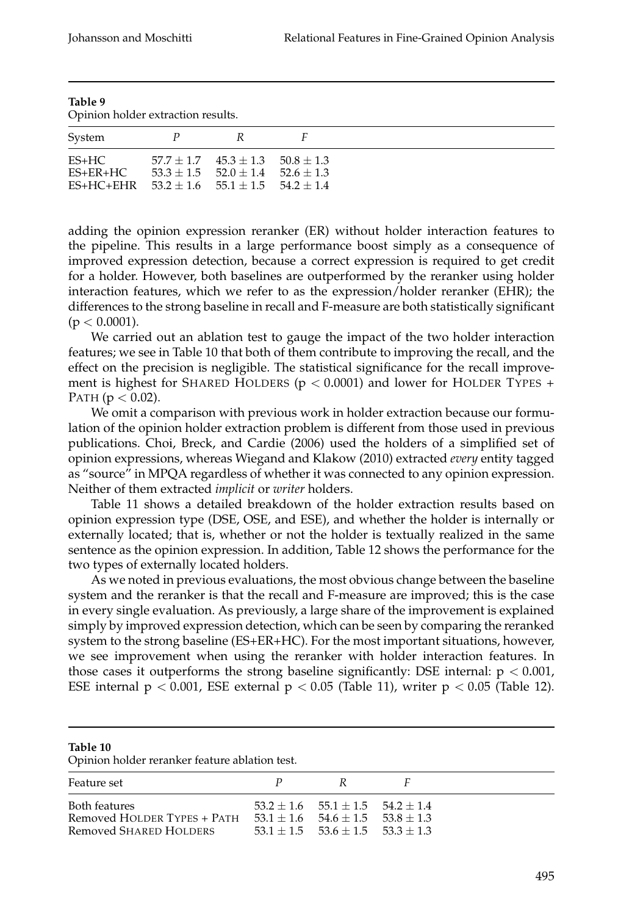**Table 9**
Opinion holder extraction results.

| System | *P* | *R* | *F* |
|---|---|---|---|
| ES+HC | $57.7 \pm 1.7$ | $45.3 \pm 1.3$ | $50.8 \pm 1.3$ |
| ES+ER+HC | $53.3 \pm 1.5$ | $52.0 \pm 1.4$ | $52.6 \pm 1.3$ |
| ES+HC+EHR | $53.2 \pm 1.6$ | $55.1 \pm 1.5$ | $54.2 \pm 1.4$ |

adding the opinion expression reranker (ER) without holder interaction features to the pipeline. This results in a large performance boost simply as a consequence of improved expression detection, because a correct expression is required to get credit for a holder. However, both baselines are outperformed by the reranker using holder interaction features, which we refer to as the expression/holder reranker (EHR); the differences to the strong baseline in recall and F-measure are both statistically significant ($p < 0.0001$).

We carried out an ablation test to gauge the impact of the two holder interaction features; we see in Table 10 that both of them contribute to improving the recall, and the effect on the precision is negligible. The statistical significance for the recall improvement is highest for SHARED HOLDERS ($p < 0.0001$) and lower for HOLDER TYPES + PATH ($p < 0.02$).

We omit a comparison with previous work in holder extraction because our formulation of the opinion holder extraction problem is different from those used in previous publications. Choi, Breck, and Cardie (2006) used the holders of a simplified set of opinion expressions, whereas Wiegand and Klakow (2010) extracted *every* entity tagged as "source" in MPQA regardless of whether it was connected to any opinion expression. Neither of them extracted *implicit* or *writer* holders.

Table 11 shows a detailed breakdown of the holder extraction results based on opinion expression type (DSE, OSE, and ESE), and whether the holder is internally or externally located; that is, whether or not the holder is textually realized in the same sentence as the opinion expression. In addition, Table 12 shows the performance for the two types of externally located holders.

As we noted in previous evaluations, the most obvious change between the baseline system and the reranker is that the recall and F-measure are improved; this is the case in every single evaluation. As previously, a large share of the improvement is explained simply by improved expression detection, which can be seen by comparing the reranked system to the strong baseline (ES+ER+HC). For the most important situations, however, we see improvement when using the reranker with holder interaction features. In those cases it outperforms the strong baseline significantly: DSE internal: $p < 0.001$, ESE internal $p < 0.001$, ESE external $p < 0.05$ (Table 11), writer $p < 0.05$ (Table 12).

**Table 10**
Opinion holder reranker feature ablation test.

| Feature set | *P* | *R* | *F* |
|---|---|---|---|
| Both features | $53.2 \pm 1.6$ | $55.1 \pm 1.5$ | $54.2 \pm 1.4$ |
| Removed HOLDER TYPES + PATH | $53.1 \pm 1.6$ | $54.6 \pm 1.5$ | $53.8 \pm 1.3$ |
| Removed SHARED HOLDERS | $53.1 \pm 1.5$ | $53.6 \pm 1.5$ | $53.3 \pm 1.3$ |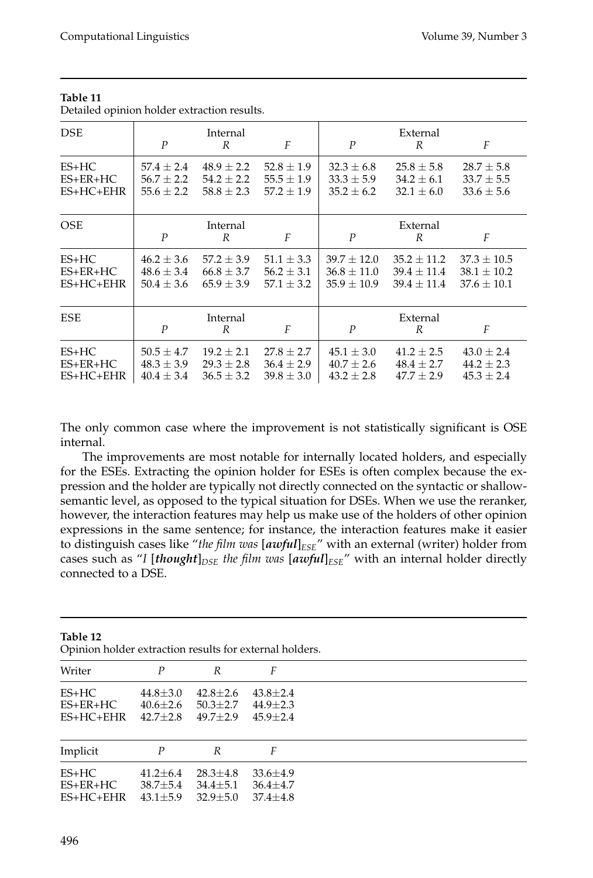**Table 11**
Detailed opinion holder extraction results.

| DSE | Internal | | | External | | |
|---|---|---|---|---|---|---|
| | $P$ | $R$ | $F$ | $P$ | $R$ | $F$ |
| ES+HC | $57.4 \pm 2.4$ | $48.9 \pm 2.2$ | $52.8 \pm 1.9$ | $32.3 \pm 6.8$ | $25.8 \pm 5.8$ | $28.7 \pm 5.8$ |
| ES+ER+HC | $56.7 \pm 2.2$ | $54.2 \pm 2.2$ | $55.5 \pm 1.9$ | $33.3 \pm 5.9$ | $34.2 \pm 6.1$ | $33.7 \pm 5.5$ |
| ES+HC+EHR | $55.6 \pm 2.2$ | $58.8 \pm 2.3$ | $57.2 \pm 1.9$ | $35.2 \pm 6.2$ | $32.1 \pm 6.0$ | $33.6 \pm 5.6$ |

| OSE | Internal | | | External | | |
|---|---|---|---|---|---|---|
| | $P$ | $R$ | $F$ | $P$ | $R$ | $F$ |
| ES+HC | $46.2 \pm 3.6$ | $57.2 \pm 3.9$ | $51.1 \pm 3.3$ | $39.7 \pm 12.0$ | $35.2 \pm 11.2$ | $37.3 \pm 10.5$ |
| ES+ER+HC | $48.6 \pm 3.4$ | $66.8 \pm 3.7$ | $56.2 \pm 3.1$ | $36.8 \pm 11.0$ | $39.4 \pm 11.4$ | $38.1 \pm 10.2$ |
| ES+HC+EHR | $50.4 \pm 3.6$ | $65.9 \pm 3.9$ | $57.1 \pm 3.2$ | $35.9 \pm 10.9$ | $39.4 \pm 11.4$ | $37.6 \pm 10.1$ |

| ESE | Internal | | | External | | |
|---|---|---|---|---|---|---|
| | $P$ | $R$ | $F$ | $P$ | $R$ | $F$ |
| ES+HC | $50.5 \pm 4.7$ | $19.2 \pm 2.1$ | $27.8 \pm 2.7$ | $45.1 \pm 3.0$ | $41.2 \pm 2.5$ | $43.0 \pm 2.4$ |
| ES+ER+HC | $48.3 \pm 3.9$ | $29.3 \pm 2.8$ | $36.4 \pm 2.9$ | $40.7 \pm 2.6$ | $48.4 \pm 2.7$ | $44.2 \pm 2.3$ |
| ES+HC+EHR | $40.4 \pm 3.4$ | $36.5 \pm 3.2$ | $39.8 \pm 3.0$ | $43.2 \pm 2.8$ | $47.7 \pm 2.9$ | $45.3 \pm 2.4$ |

The only common case where the improvement is not statistically significant is OSE internal.

The improvements are most notable for internally located holders, and especially for the ESEs. Extracting the opinion holder for ESEs is often complex because the expression and the holder are typically not directly connected on the syntactic or shallow-semantic level, as opposed to the typical situation for DSEs. When we use the reranker, however, the interaction features may help us make use of the holders of other opinion expressions in the same sentence; for instance, the interaction features make it easier to distinguish cases like "*the film was* [***awful***]$_{ESE}$" with an external (writer) holder from cases such as "*I* [***thought***]$_{DSE}$ *the film was* [***awful***]$_{ESE}$" with an internal holder directly connected to a DSE.

**Table 12**
Opinion holder extraction results for external holders.

| Writer | $P$ | $R$ | $F$ |
|---|---|---|---|
| ES+HC | $44.8 \pm 3.0$ | $42.8 \pm 2.6$ | $43.8 \pm 2.4$ |
| ES+ER+HC | $40.6 \pm 2.6$ | $50.3 \pm 2.7$ | $44.9 \pm 2.3$ |
| ES+HC+EHR | $42.7 \pm 2.8$ | $49.7 \pm 2.9$ | $45.9 \pm 2.4$ |

| Implicit | $P$ | $R$ | $F$ |
|---|---|---|---|
| ES+HC | $41.2 \pm 6.4$ | $28.3 \pm 4.8$ | $33.6 \pm 4.9$ |
| ES+ER+HC | $38.7 \pm 5.4$ | $34.4 \pm 5.1$ | $36.4 \pm 4.7$ |
| ES+HC+EHR | $43.1 \pm 5.9$ | $32.9 \pm 5.0$ | $37.4 \pm 4.8$ |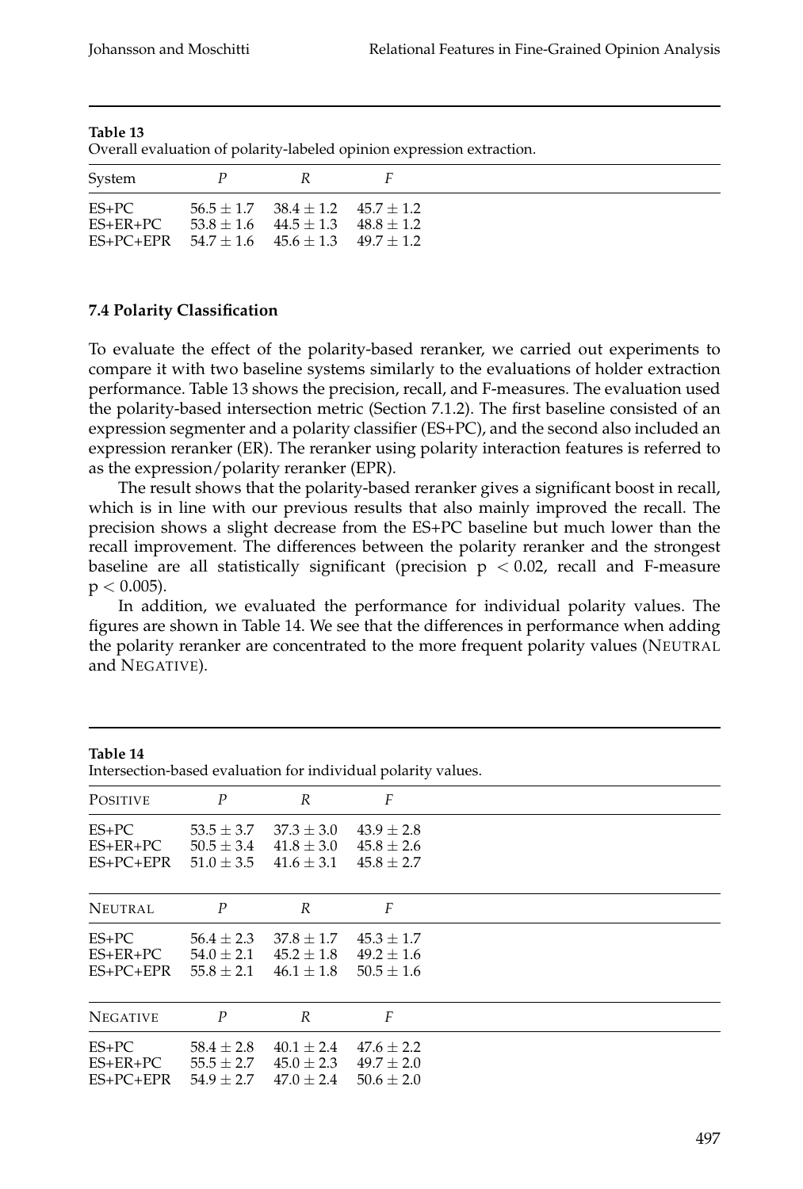**Table 13**
Overall evaluation of polarity-labeled opinion expression extraction.

| System | $P$ | $R$ | $F$ |
|---|---|---|---|
| ES+PC | $56.5 \pm 1.7$ | $38.4 \pm 1.2$ | $45.7 \pm 1.2$ |
| ES+ER+PC | $53.8 \pm 1.6$ | $44.5 \pm 1.3$ | $48.8 \pm 1.2$ |
| ES+PC+EPR | $54.7 \pm 1.6$ | $45.6 \pm 1.3$ | $49.7 \pm 1.2$ |

### 7.4 Polarity Classification

To evaluate the effect of the polarity-based reranker, we carried out experiments to compare it with two baseline systems similarly to the evaluations of holder extraction performance. Table 13 shows the precision, recall, and F-measures. The evaluation used the polarity-based intersection metric (Section 7.1.2). The first baseline consisted of an expression segmenter and a polarity classifier (ES+PC), and the second also included an expression reranker (ER). The reranker using polarity interaction features is referred to as the expression/polarity reranker (EPR).

The result shows that the polarity-based reranker gives a significant boost in recall, which is in line with our previous results that also mainly improved the recall. The precision shows a slight decrease from the ES+PC baseline but much lower than the recall improvement. The differences between the polarity reranker and the strongest baseline are all statistically significant (precision $p < 0.02$, recall and F-measure $p < 0.005$).

In addition, we evaluated the performance for individual polarity values. The figures are shown in Table 14. We see that the differences in performance when adding the polarity reranker are concentrated to the more frequent polarity values (NEUTRAL and NEGATIVE).

**Table 14**
Intersection-based evaluation for individual polarity values.

| POSITIVE | $P$ | $R$ | $F$ |
|---|---|---|---|
| ES+PC | $53.5 \pm 3.7$ | $37.3 \pm 3.0$ | $43.9 \pm 2.8$ |
| ES+ER+PC | $50.5 \pm 3.4$ | $41.8 \pm 3.0$ | $45.8 \pm 2.6$ |
| ES+PC+EPR | $51.0 \pm 3.5$ | $41.6 \pm 3.1$ | $45.8 \pm 2.7$ |
| **NEUTRAL** | $P$ | $R$ | $F$ |
| ES+PC | $56.4 \pm 2.3$ | $37.8 \pm 1.7$ | $45.3 \pm 1.7$ |
| ES+ER+PC | $54.0 \pm 2.1$ | $45.2 \pm 1.8$ | $49.2 \pm 1.6$ |
| ES+PC+EPR | $55.8 \pm 2.1$ | $46.1 \pm 1.8$ | $50.5 \pm 1.6$ |
| **NEGATIVE** | $P$ | $R$ | $F$ |
| ES+PC | $58.4 \pm 2.8$ | $40.1 \pm 2.4$ | $47.6 \pm 2.2$ |
| ES+ER+PC | $55.5 \pm 2.7$ | $45.0 \pm 2.3$ | $49.7 \pm 2.0$ |
| ES+PC+EPR | $54.9 \pm 2.7$ | $47.0 \pm 2.4$ | $50.6 \pm 2.0$ |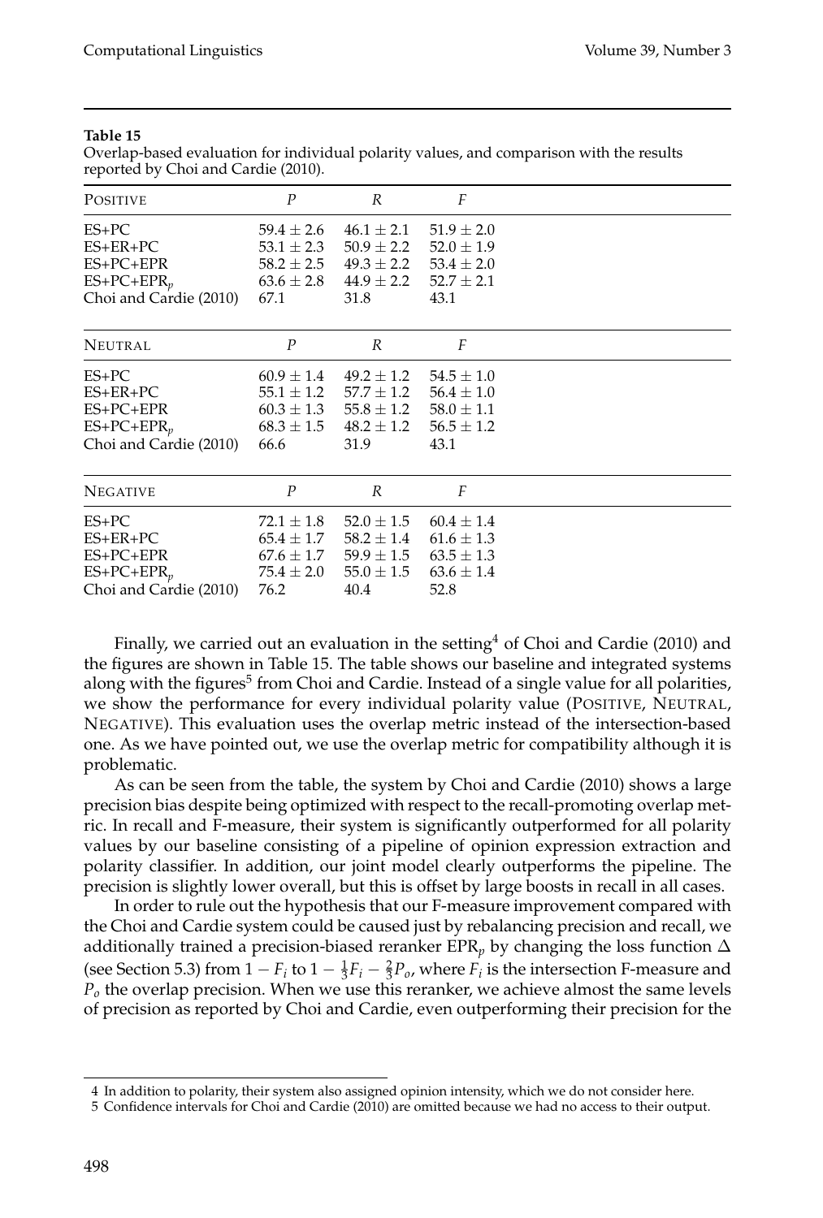**Table 15**

Overlap-based evaluation for individual polarity values, and comparison with the results reported by Choi and Cardie (2010).

| POSITIVE | $P$ | $R$ | $F$ |
|---|---|---|---|
| ES+PC | $59.4 \pm 2.6$ | $46.1 \pm 2.1$ | $51.9 \pm 2.0$ |
| ES+ER+PC | $53.1 \pm 2.3$ | $50.9 \pm 2.2$ | $52.0 \pm 1.9$ |
| ES+PC+EPR | $58.2 \pm 2.5$ | $49.3 \pm 2.2$ | $53.4 \pm 2.0$ |
| ES+PC+EPR$_p$ | $63.6 \pm 2.8$ | $44.9 \pm 2.2$ | $52.7 \pm 2.1$ |
| Choi and Cardie (2010) | 67.1 | 31.8 | 43.1 |

| NEUTRAL | $P$ | $R$ | $F$ |
|---|---|---|---|
| ES+PC | $60.9 \pm 1.4$ | $49.2 \pm 1.2$ | $54.5 \pm 1.0$ |
| ES+ER+PC | $55.1 \pm 1.2$ | $57.7 \pm 1.2$ | $56.4 \pm 1.0$ |
| ES+PC+EPR | $60.3 \pm 1.3$ | $55.8 \pm 1.2$ | $58.0 \pm 1.1$ |
| ES+PC+EPR$_p$ | $68.3 \pm 1.5$ | $48.2 \pm 1.2$ | $56.5 \pm 1.2$ |
| Choi and Cardie (2010) | 66.6 | 31.9 | 43.1 |

| NEGATIVE | $P$ | $R$ | $F$ |
|---|---|---|---|
| ES+PC | $72.1 \pm 1.8$ | $52.0 \pm 1.5$ | $60.4 \pm 1.4$ |
| ES+ER+PC | $65.4 \pm 1.7$ | $58.2 \pm 1.4$ | $61.6 \pm 1.3$ |
| ES+PC+EPR | $67.6 \pm 1.7$ | $59.9 \pm 1.5$ | $63.5 \pm 1.3$ |
| ES+PC+EPR$_p$ | $75.4 \pm 2.0$ | $55.0 \pm 1.5$ | $63.6 \pm 1.4$ |
| Choi and Cardie (2010) | 76.2 | 40.4 | 52.8 |

Finally, we carried out an evaluation in the setting[4] of Choi and Cardie (2010) and the figures are shown in Table 15. The table shows our baseline and integrated systems along with the figures[5] from Choi and Cardie. Instead of a single value for all polarities, we show the performance for every individual polarity value (POSITIVE, NEUTRAL, NEGATIVE). This evaluation uses the overlap metric instead of the intersection-based one. As we have pointed out, we use the overlap metric for compatibility although it is problematic.

As can be seen from the table, the system by Choi and Cardie (2010) shows a large precision bias despite being optimized with respect to the recall-promoting overlap metric. In recall and F-measure, their system is significantly outperformed for all polarity values by our baseline consisting of a pipeline of opinion expression extraction and polarity classifier. In addition, our joint model clearly outperforms the pipeline. The precision is slightly lower overall, but this is offset by large boosts in recall in all cases.

In order to rule out the hypothesis that our F-measure improvement compared with the Choi and Cardie system could be caused just by rebalancing precision and recall, we additionally trained a precision-biased reranker EPR$_p$ by changing the loss function $\Delta$ (see Section 5.3) from $1 - F_i$ to $1 - \frac{1}{3}F_i - \frac{2}{3}P_o$, where $F_i$ is the intersection F-measure and $P_o$ the overlap precision. When we use this reranker, we achieve almost the same levels of precision as reported by Choi and Cardie, even outperforming their precision for the

[4] In addition to polarity, their system also assigned opinion intensity, which we do not consider here.

[5] Confidence intervals for Choi and Cardie (2010) are omitted because we had no access to their output.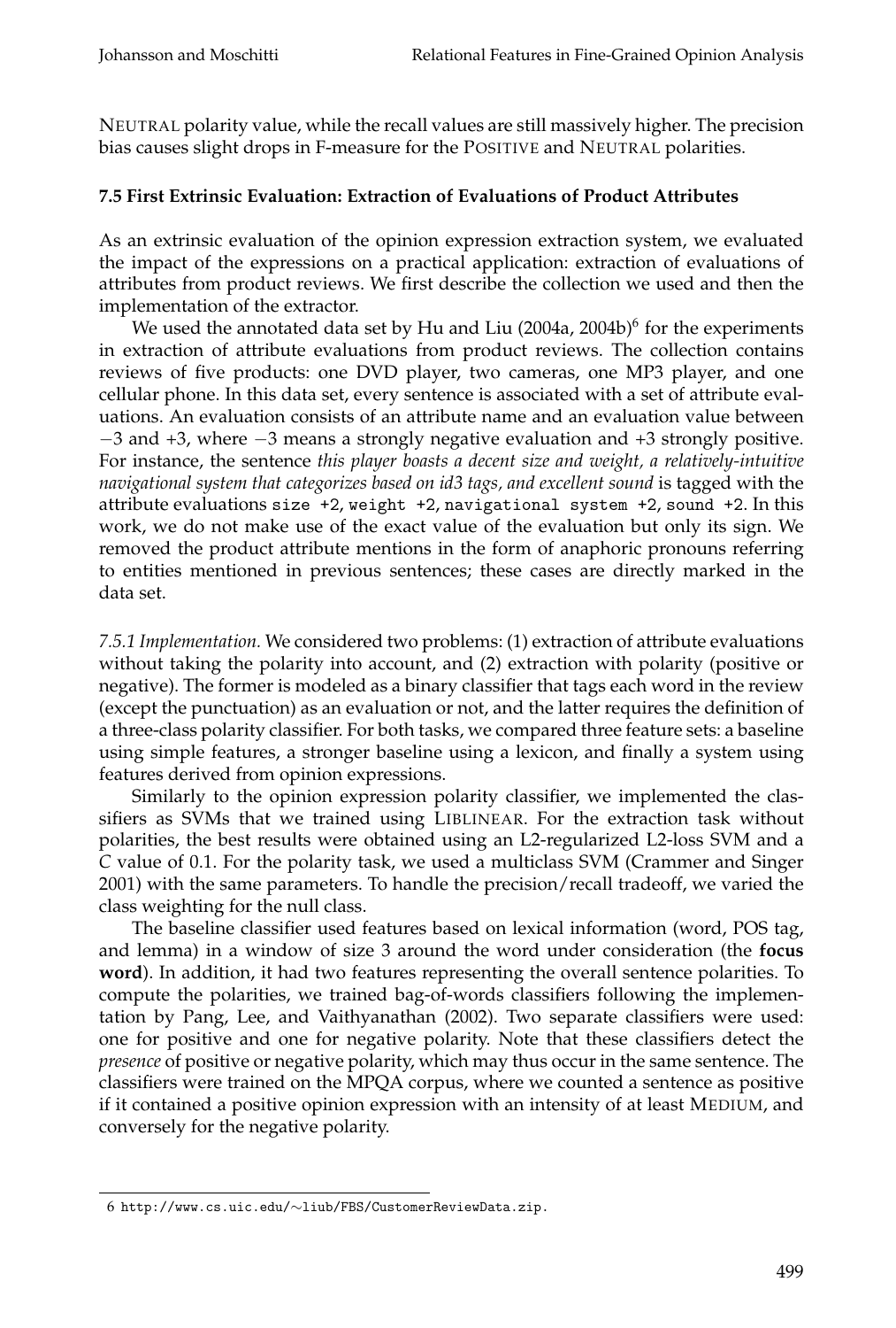NEUTRAL polarity value, while the recall values are still massively higher. The precision bias causes slight drops in F-measure for the POSITIVE and NEUTRAL polarities.

### 7.5 First Extrinsic Evaluation: Extraction of Evaluations of Product Attributes

As an extrinsic evaluation of the opinion expression extraction system, we evaluated the impact of the expressions on a practical application: extraction of evaluations of attributes from product reviews. We first describe the collection we used and then the implementation of the extractor.

We used the annotated data set by Hu and Liu (2004a, 2004b)[6] for the experiments in extraction of attribute evaluations from product reviews. The collection contains reviews of five products: one DVD player, two cameras, one MP3 player, and one cellular phone. In this data set, every sentence is associated with a set of attribute evaluations. An evaluation consists of an attribute name and an evaluation value between $-3$ and +3, where $-3$ means a strongly negative evaluation and +3 strongly positive. For instance, the sentence *this player boasts a decent size and weight, a relatively-intuitive navigational system that categorizes based on id3 tags, and excellent sound* is tagged with the attribute evaluations `size +2`, `weight +2`, `navigational system +2`, `sound +2`. In this work, we do not make use of the exact value of the evaluation but only its sign. We removed the product attribute mentions in the form of anaphoric pronouns referring to entities mentioned in previous sentences; these cases are directly marked in the data set.

*7.5.1 Implementation.* We considered two problems: (1) extraction of attribute evaluations without taking the polarity into account, and (2) extraction with polarity (positive or negative). The former is modeled as a binary classifier that tags each word in the review (except the punctuation) as an evaluation or not, and the latter requires the definition of a three-class polarity classifier. For both tasks, we compared three feature sets: a baseline using simple features, a stronger baseline using a lexicon, and finally a system using features derived from opinion expressions.

Similarly to the opinion expression polarity classifier, we implemented the classifiers as SVMs that we trained using LIBLINEAR. For the extraction task without polarities, the best results were obtained using an L2-regularized L2-loss SVM and a $C$ value of 0.1. For the polarity task, we used a multiclass SVM (Crammer and Singer 2001) with the same parameters. To handle the precision/recall tradeoff, we varied the class weighting for the null class.

The baseline classifier used features based on lexical information (word, POS tag, and lemma) in a window of size 3 around the word under consideration (the **focus word**). In addition, it had two features representing the overall sentence polarities. To compute the polarities, we trained bag-of-words classifiers following the implementation by Pang, Lee, and Vaithyanathan (2002). Two separate classifiers were used: one for positive and one for negative polarity. Note that these classifiers detect the *presence* of positive or negative polarity, which may thus occur in the same sentence. The classifiers were trained on the MPQA corpus, where we counted a sentence as positive if it contained a positive opinion expression with an intensity of at least MEDIUM, and conversely for the negative polarity.

---

6 http://www.cs.uic.edu/~liub/FBS/CustomerReviewData.zip.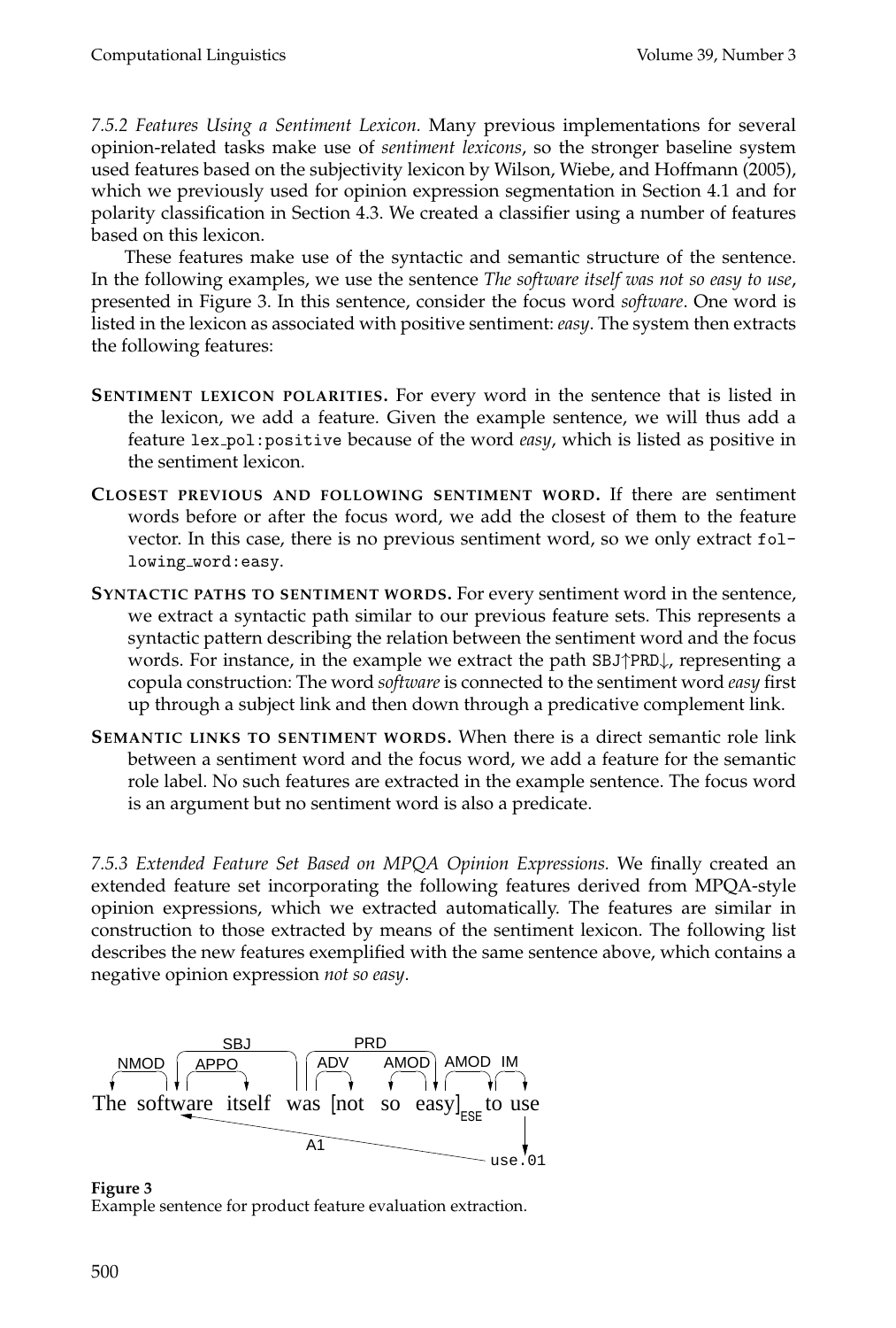*7.5.2 Features Using a Sentiment Lexicon.* Many previous implementations for several opinion-related tasks make use of *sentiment lexicons*, so the stronger baseline system used features based on the subjectivity lexicon by Wilson, Wiebe, and Hoffmann (2005), which we previously used for opinion expression segmentation in Section 4.1 and for polarity classification in Section 4.3. We created a classifier using a number of features based on this lexicon.

These features make use of the syntactic and semantic structure of the sentence. In the following examples, we use the sentence *The software itself was not so easy to use*, presented in Figure 3. In this sentence, consider the focus word *software*. One word is listed in the lexicon as associated with positive sentiment: *easy*. The system then extracts the following features:

**Sentiment lexicon polarities.** For every word in the sentence that is listed in the lexicon, we add a feature. Given the example sentence, we will thus add a feature `lex_pol:positive` because of the word *easy*, which is listed as positive in the sentiment lexicon.

**Closest previous and following sentiment word.** If there are sentiment words before or after the focus word, we add the closest of them to the feature vector. In this case, there is no previous sentiment word, so we only extract `following_word:easy`.

**Syntactic paths to sentiment words.** For every sentiment word in the sentence, we extract a syntactic path similar to our previous feature sets. This represents a syntactic pattern describing the relation between the sentiment word and the focus words. For instance, in the example we extract the path SBJ↑PRD↓, representing a copula construction: The word *software* is connected to the sentiment word *easy* first up through a subject link and then down through a predicative complement link.

**Semantic links to sentiment words.** When there is a direct semantic role link between a sentiment word and the focus word, we add a feature for the semantic role label. No such features are extracted in the example sentence. The focus word is an argument but no sentiment word is also a predicate.

*7.5.3 Extended Feature Set Based on MPQA Opinion Expressions.* We finally created an extended feature set incorporating the following features derived from MPQA-style opinion expressions, which we extracted automatically. The features are similar in construction to those extracted by means of the sentiment lexicon. The following list describes the new features exemplified with the same sentence above, which contains a negative opinion expression *not so easy*.

The software itself was [not so easy]$_{ESE}$ to use

**Figure 3**
Example sentence for product feature evaluation extraction.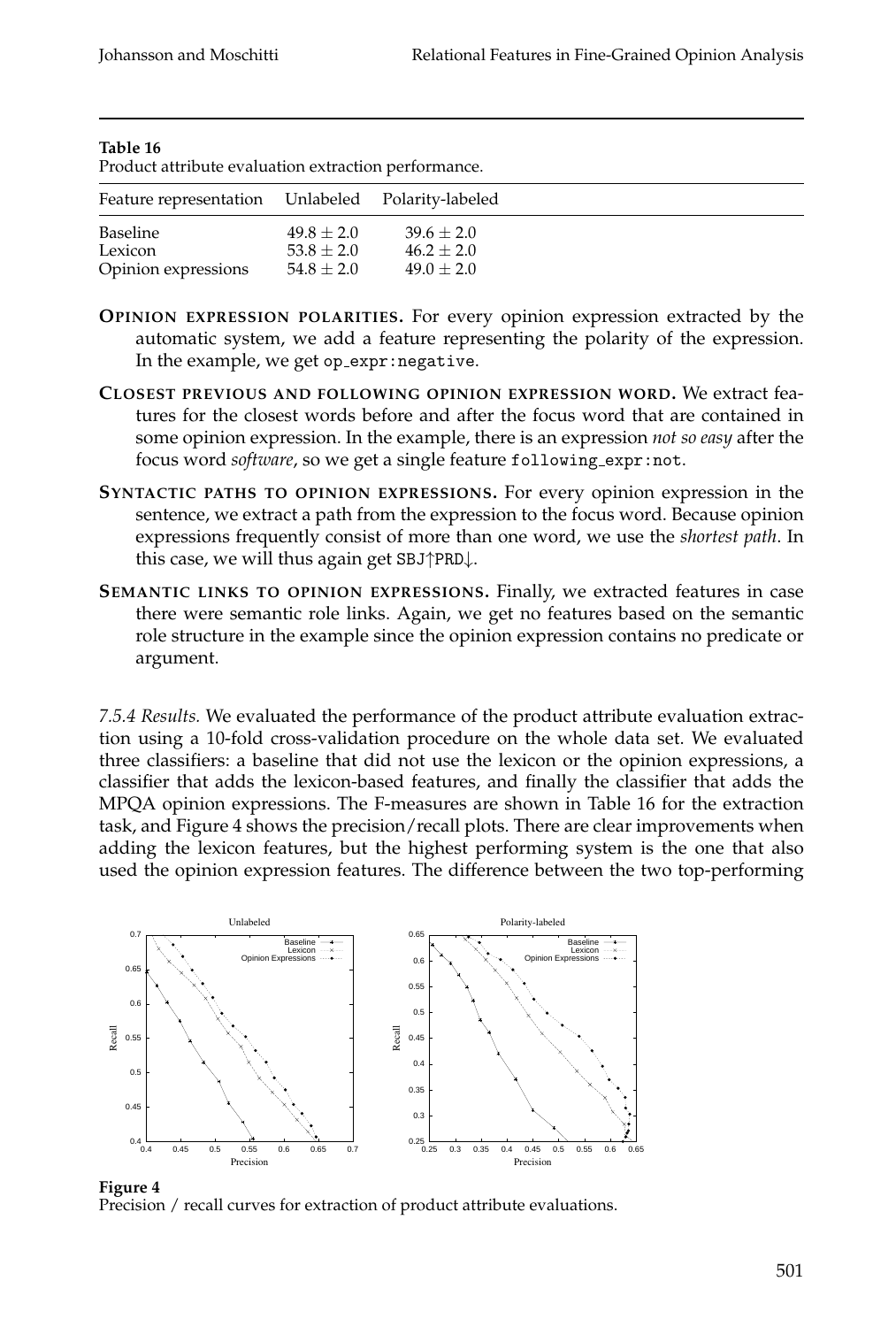**Table 16**
Product attribute evaluation extraction performance.

| Feature representation | Unlabeled | Polarity-labeled |
|---|---|---|
| Baseline | $49.8 \pm 2.0$ | $39.6 \pm 2.0$ |
| Lexicon | $53.8 \pm 2.0$ | $46.2 \pm 2.0$ |
| Opinion expressions | $54.8 \pm 2.0$ | $49.0 \pm 2.0$ |

**Opinion expression polarities.** For every opinion expression extracted by the automatic system, we add a feature representing the polarity of the expression. In the example, we get `op_expr:negative`.

**Closest previous and following opinion expression word.** We extract features for the closest words before and after the focus word that are contained in some opinion expression. In the example, there is an expression *not so easy* after the focus word *software*, so we get a single feature `following_expr:not`.

**Syntactic paths to opinion expressions.** For every opinion expression in the sentence, we extract a path from the expression to the focus word. Because opinion expressions frequently consist of more than one word, we use the *shortest path*. In this case, we will thus again get SBJ↑PRD↓.

**Semantic links to opinion expressions.** Finally, we extracted features in case there were semantic role links. Again, we get no features based on the semantic role structure in the example since the opinion expression contains no predicate or argument.

*7.5.4 Results.* We evaluated the performance of the product attribute evaluation extraction using a 10-fold cross-validation procedure on the whole data set. We evaluated three classifiers: a baseline that did not use the lexicon or the opinion expressions, a classifier that adds the lexicon-based features, and finally the classifier that adds the MPQA opinion expressions. The F-measures are shown in Table 16 for the extraction task, and Figure 4 shows the precision/recall plots. There are clear improvements when adding the lexicon features, but the highest performing system is the one that also used the opinion expression features. The difference between the two top-performing

**Figure 4**
Precision / recall curves for extraction of product attribute evaluations.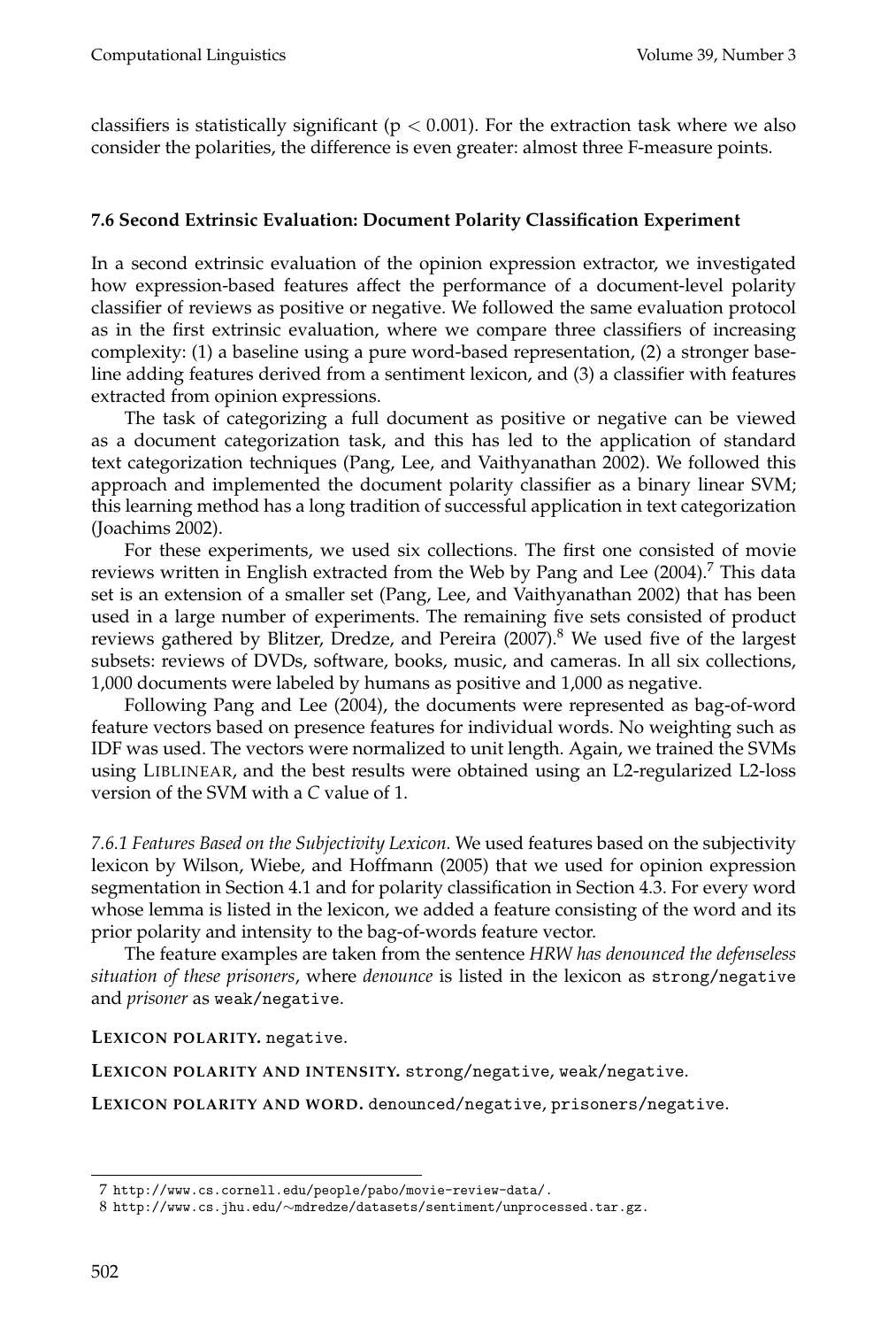classifiers is statistically significant ($p < 0.001$). For the extraction task where we also consider the polarities, the difference is even greater: almost three F-measure points.

### 7.6 Second Extrinsic Evaluation: Document Polarity Classification Experiment

In a second extrinsic evaluation of the opinion expression extractor, we investigated how expression-based features affect the performance of a document-level polarity classifier of reviews as positive or negative. We followed the same evaluation protocol as in the first extrinsic evaluation, where we compare three classifiers of increasing complexity: (1) a baseline using a pure word-based representation, (2) a stronger baseline adding features derived from a sentiment lexicon, and (3) a classifier with features extracted from opinion expressions.

The task of categorizing a full document as positive or negative can be viewed as a document categorization task, and this has led to the application of standard text categorization techniques (Pang, Lee, and Vaithyanathan 2002). We followed this approach and implemented the document polarity classifier as a binary linear SVM; this learning method has a long tradition of successful application in text categorization (Joachims 2002).

For these experiments, we used six collections. The first one consisted of movie reviews written in English extracted from the Web by Pang and Lee (2004).[7] This data set is an extension of a smaller set (Pang, Lee, and Vaithyanathan 2002) that has been used in a large number of experiments. The remaining five sets consisted of product reviews gathered by Blitzer, Dredze, and Pereira (2007).[8] We used five of the largest subsets: reviews of DVDs, software, books, music, and cameras. In all six collections, 1,000 documents were labeled by humans as positive and 1,000 as negative.

Following Pang and Lee (2004), the documents were represented as bag-of-word feature vectors based on presence features for individual words. No weighting such as IDF was used. The vectors were normalized to unit length. Again, we trained the SVMs using LIBLINEAR, and the best results were obtained using an L2-regularized L2-loss version of the SVM with a *C* value of 1.

*7.6.1 Features Based on the Subjectivity Lexicon.* We used features based on the subjectivity lexicon by Wilson, Wiebe, and Hoffmann (2005) that we used for opinion expression segmentation in Section 4.1 and for polarity classification in Section 4.3. For every word whose lemma is listed in the lexicon, we added a feature consisting of the word and its prior polarity and intensity to the bag-of-words feature vector.

The feature examples are taken from the sentence *HRW has denounced the defenseless situation of these prisoners*, where *denounce* is listed in the lexicon as `strong/negative` and *prisoner* as `weak/negative`.

**LEXICON POLARITY.** `negative`.

**LEXICON POLARITY AND INTENSITY.** `strong/negative`, `weak/negative`.

**LEXICON POLARITY AND WORD.** `denounced/negative`, `prisoners/negative`.

---

7 http://www.cs.cornell.edu/people/pabo/movie-review-data/.

8 http://www.cs.jhu.edu/~mdredze/datasets/sentiment/unprocessed.tar.gz.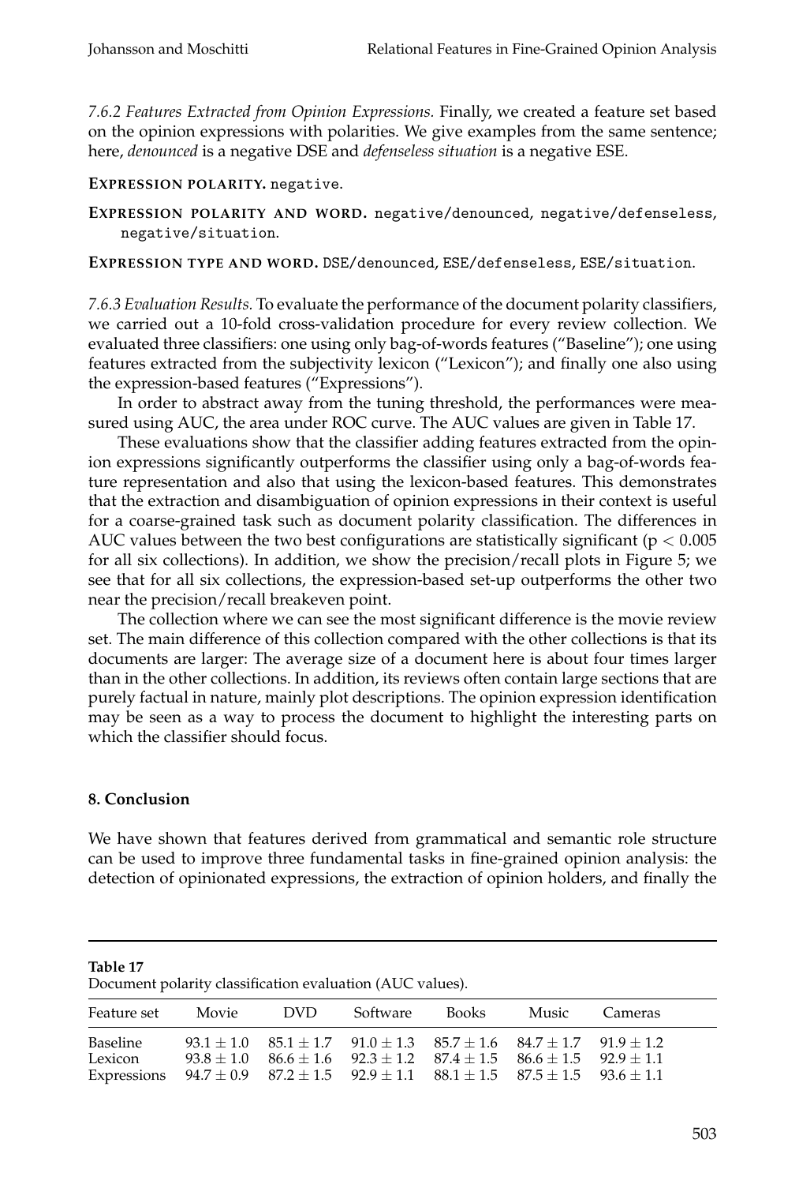*7.6.2 Features Extracted from Opinion Expressions.* Finally, we created a feature set based on the opinion expressions with polarities. We give examples from the same sentence; here, *denounced* is a negative DSE and *defenseless situation* is a negative ESE.

**Expression polarity.** `negative`.

**Expression polarity and word.** `negative/denounced`, `negative/defenseless`, `negative/situation`.

**Expression type and word.** `DSE/denounced`, `ESE/defenseless`, `ESE/situation`.

*7.6.3 Evaluation Results.* To evaluate the performance of the document polarity classifiers, we carried out a 10-fold cross-validation procedure for every review collection. We evaluated three classifiers: one using only bag-of-words features ("Baseline"); one using features extracted from the subjectivity lexicon ("Lexicon"); and finally one also using the expression-based features ("Expressions").

In order to abstract away from the tuning threshold, the performances were measured using AUC, the area under ROC curve. The AUC values are given in Table 17.

These evaluations show that the classifier adding features extracted from the opinion expressions significantly outperforms the classifier using only a bag-of-words feature representation and also that using the lexicon-based features. This demonstrates that the extraction and disambiguation of opinion expressions in their context is useful for a coarse-grained task such as document polarity classification. The differences in AUC values between the two best configurations are statistically significant ($p < 0.005$ for all six collections). In addition, we show the precision/recall plots in Figure 5; we see that for all six collections, the expression-based set-up outperforms the other two near the precision/recall breakeven point.

The collection where we can see the most significant difference is the movie review set. The main difference of this collection compared with the other collections is that its documents are larger: The average size of a document here is about four times larger than in the other collections. In addition, its reviews often contain large sections that are purely factual in nature, mainly plot descriptions. The opinion expression identification may be seen as a way to process the document to highlight the interesting parts on which the classifier should focus.

## 8. Conclusion

We have shown that features derived from grammatical and semantic role structure can be used to improve three fundamental tasks in fine-grained opinion analysis: the detection of opinionated expressions, the extraction of opinion holders, and finally the

**Table 17**
Document polarity classification evaluation (AUC values).

| Feature set | Movie | DVD | Software | Books | Music | Cameras |
|---|---|---|---|---|---|---|
| Baseline | $93.1 \pm 1.0$ | $85.1 \pm 1.7$ | $91.0 \pm 1.3$ | $85.7 \pm 1.6$ | $84.7 \pm 1.7$ | $91.9 \pm 1.2$ |
| Lexicon | $93.8 \pm 1.0$ | $86.6 \pm 1.6$ | $92.3 \pm 1.2$ | $87.4 \pm 1.5$ | $86.6 \pm 1.5$ | $92.9 \pm 1.1$ |
| Expressions | $94.7 \pm 0.9$ | $87.2 \pm 1.5$ | $92.9 \pm 1.1$ | $88.1 \pm 1.5$ | $87.5 \pm 1.5$ | $93.6 \pm 1.1$ |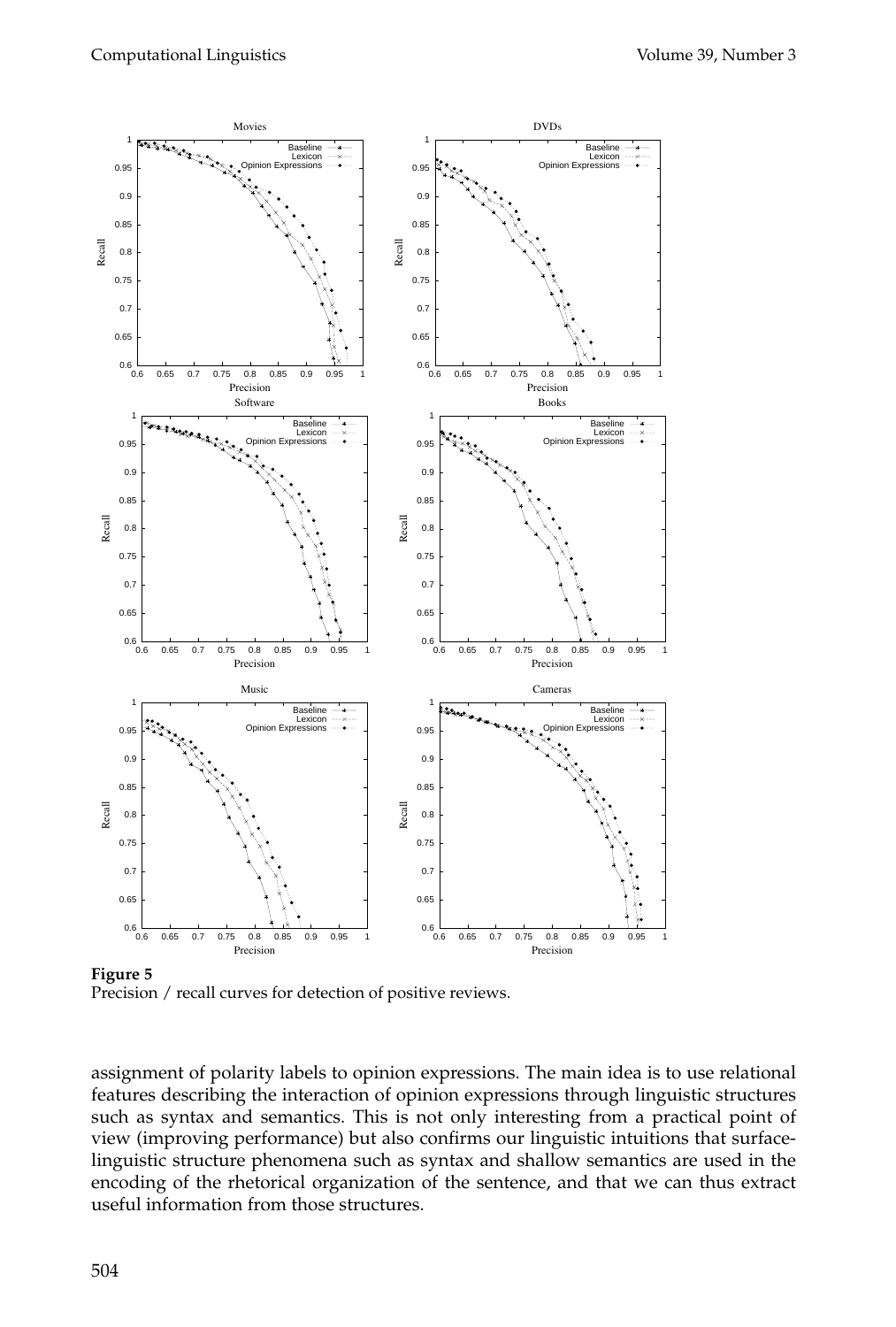**Figure 5**
Precision / recall curves for detection of positive reviews.

assignment of polarity labels to opinion expressions. The main idea is to use relational features describing the interaction of opinion expressions through linguistic structures such as syntax and semantics. This is not only interesting from a practical point of view (improving performance) but also confirms our linguistic intuitions that surface-linguistic structure phenomena such as syntax and shallow semantics are used in the encoding of the rhetorical organization of the sentence, and that we can thus extract useful information from those structures.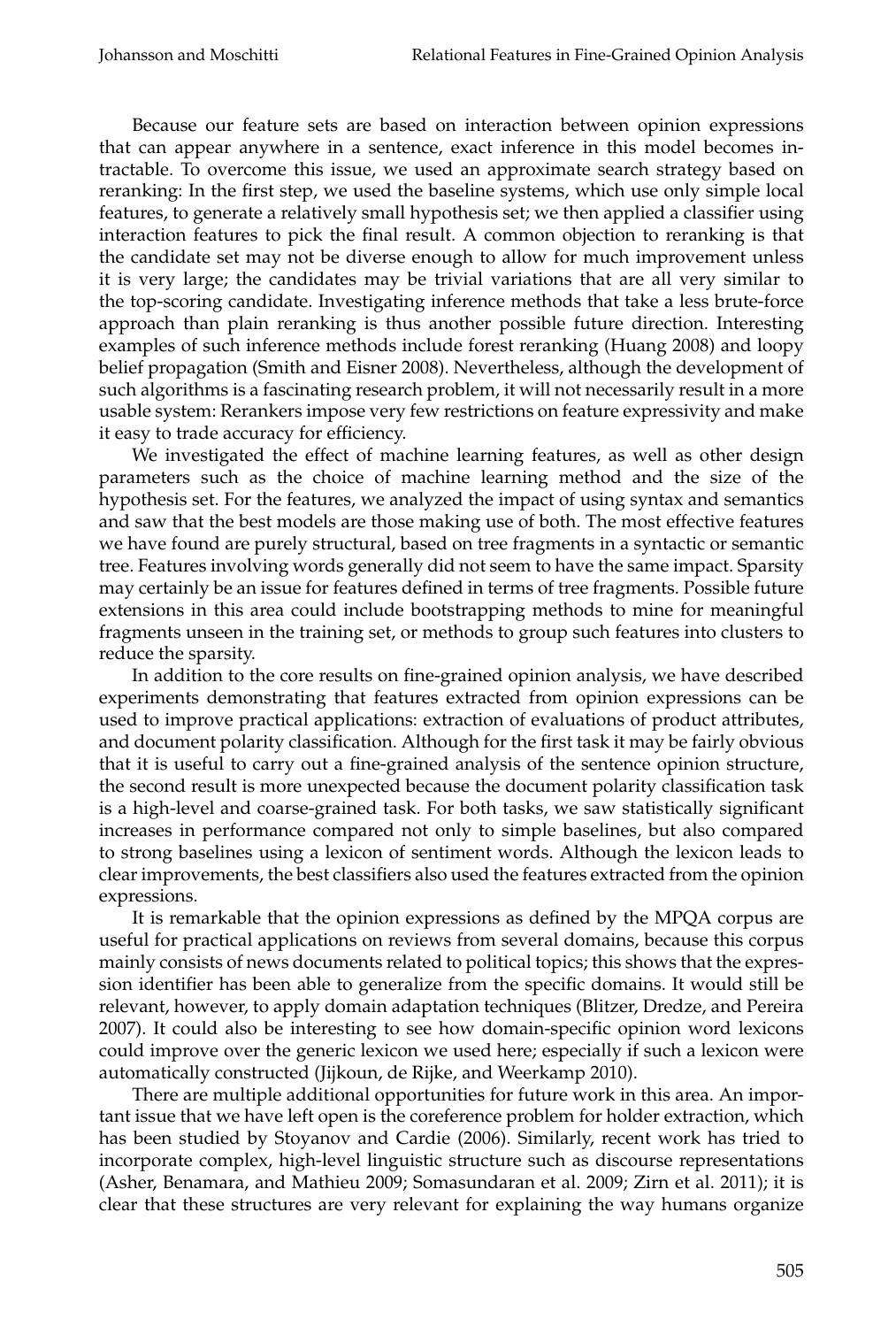Because our feature sets are based on interaction between opinion expressions that can appear anywhere in a sentence, exact inference in this model becomes intractable. To overcome this issue, we used an approximate search strategy based on reranking: In the first step, we used the baseline systems, which use only simple local features, to generate a relatively small hypothesis set; we then applied a classifier using interaction features to pick the final result. A common objection to reranking is that the candidate set may not be diverse enough to allow for much improvement unless it is very large; the candidates may be trivial variations that are all very similar to the top-scoring candidate. Investigating inference methods that take a less brute-force approach than plain reranking is thus another possible future direction. Interesting examples of such inference methods include forest reranking (Huang 2008) and loopy belief propagation (Smith and Eisner 2008). Nevertheless, although the development of such algorithms is a fascinating research problem, it will not necessarily result in a more usable system: Rerankers impose very few restrictions on feature expressivity and make it easy to trade accuracy for efficiency.

We investigated the effect of machine learning features, as well as other design parameters such as the choice of machine learning method and the size of the hypothesis set. For the features, we analyzed the impact of using syntax and semantics and saw that the best models are those making use of both. The most effective features we have found are purely structural, based on tree fragments in a syntactic or semantic tree. Features involving words generally did not seem to have the same impact. Sparsity may certainly be an issue for features defined in terms of tree fragments. Possible future extensions in this area could include bootstrapping methods to mine for meaningful fragments unseen in the training set, or methods to group such features into clusters to reduce the sparsity.

In addition to the core results on fine-grained opinion analysis, we have described experiments demonstrating that features extracted from opinion expressions can be used to improve practical applications: extraction of evaluations of product attributes, and document polarity classification. Although for the first task it may be fairly obvious that it is useful to carry out a fine-grained analysis of the sentence opinion structure, the second result is more unexpected because the document polarity classification task is a high-level and coarse-grained task. For both tasks, we saw statistically significant increases in performance compared not only to simple baselines, but also compared to strong baselines using a lexicon of sentiment words. Although the lexicon leads to clear improvements, the best classifiers also used the features extracted from the opinion expressions.

It is remarkable that the opinion expressions as defined by the MPQA corpus are useful for practical applications on reviews from several domains, because this corpus mainly consists of news documents related to political topics; this shows that the expression identifier has been able to generalize from the specific domains. It would still be relevant, however, to apply domain adaptation techniques (Blitzer, Dredze, and Pereira 2007). It could also be interesting to see how domain-specific opinion word lexicons could improve over the generic lexicon we used here; especially if such a lexicon were automatically constructed (Jijkoun, de Rijke, and Weerkamp 2010).

There are multiple additional opportunities for future work in this area. An important issue that we have left open is the coreference problem for holder extraction, which has been studied by Stoyanov and Cardie (2006). Similarly, recent work has tried to incorporate complex, high-level linguistic structure such as discourse representations (Asher, Benamara, and Mathieu 2009; Somasundaran et al. 2009; Zirn et al. 2011); it is clear that these structures are very relevant for explaining the way humans organize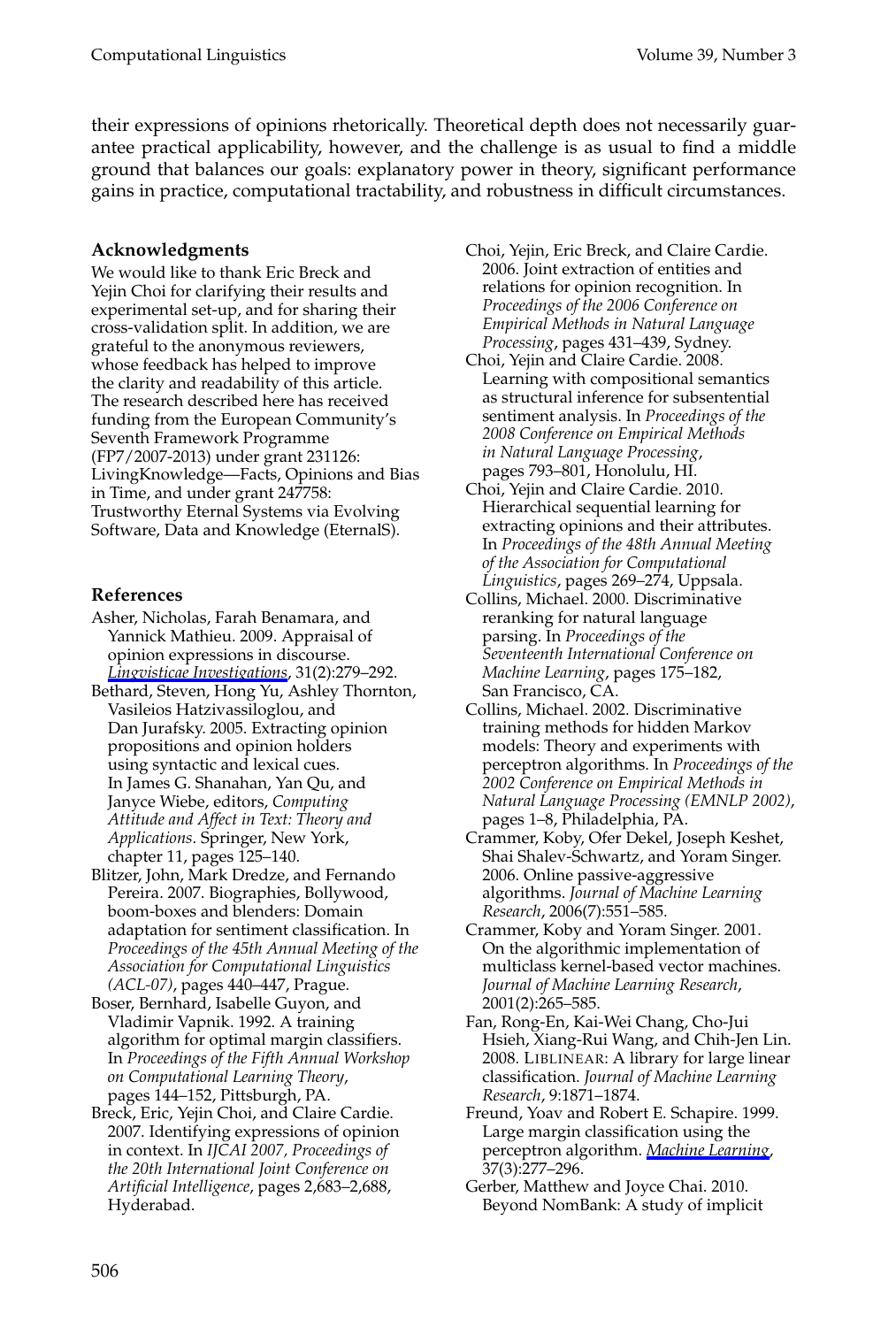their expressions of opinions rhetorically. Theoretical depth does not necessarily guarantee practical applicability, however, and the challenge is as usual to find a middle ground that balances our goals: explanatory power in theory, significant performance gains in practice, computational tractability, and robustness in difficult circumstances.

### Acknowledgments

We would like to thank Eric Breck and Yejin Choi for clarifying their results and experimental set-up, and for sharing their cross-validation split. In addition, we are grateful to the anonymous reviewers, whose feedback has helped to improve the clarity and readability of this article. The research described here has received funding from the European Community's Seventh Framework Programme (FP7/2007-2013) under grant 231126: LivingKnowledge—Facts, Opinions and Bias in Time, and under grant 247758: Trustworthy Eternal Systems via Evolving Software, Data and Knowledge (EternalS).

### References

Asher, Nicholas, Farah Benamara, and Yannick Mathieu. 2009. Appraisal of opinion expressions in discourse. *Lingvisticae Investigations*, 31(2):279–292.

Bethard, Steven, Hong Yu, Ashley Thornton, Vasileios Hatzivassiloglou, and Dan Jurafsky. 2005. Extracting opinion propositions and opinion holders using syntactic and lexical cues. In James G. Shanahan, Yan Qu, and Janyce Wiebe, editors, *Computing Attitude and Affect in Text: Theory and Applications*. Springer, New York, chapter 11, pages 125–140.

Blitzer, John, Mark Dredze, and Fernando Pereira. 2007. Biographies, Bollywood, boom-boxes and blenders: Domain adaptation for sentiment classification. In *Proceedings of the 45th Annual Meeting of the Association for Computational Linguistics (ACL-07)*, pages 440–447, Prague.

Boser, Bernhard, Isabelle Guyon, and Vladimir Vapnik. 1992. A training algorithm for optimal margin classifiers. In *Proceedings of the Fifth Annual Workshop on Computational Learning Theory*, pages 144–152, Pittsburgh, PA.

Breck, Eric, Yejin Choi, and Claire Cardie. 2007. Identifying expressions of opinion in context. In *IJCAI 2007, Proceedings of the 20th International Joint Conference on Artificial Intelligence*, pages 2,683–2,688, Hyderabad.

Choi, Yejin, Eric Breck, and Claire Cardie. 2006. Joint extraction of entities and relations for opinion recognition. In *Proceedings of the 2006 Conference on Empirical Methods in Natural Language Processing*, pages 431–439, Sydney.

Choi, Yejin and Claire Cardie. 2008. Learning with compositional semantics as structural inference for subsentential sentiment analysis. In *Proceedings of the 2008 Conference on Empirical Methods in Natural Language Processing*, pages 793–801, Honolulu, HI.

Choi, Yejin and Claire Cardie. 2010. Hierarchical sequential learning for extracting opinions and their attributes. In *Proceedings of the 48th Annual Meeting of the Association for Computational Linguistics*, pages 269–274, Uppsala.

Collins, Michael. 2000. Discriminative reranking for natural language parsing. In *Proceedings of the Seventeenth International Conference on Machine Learning*, pages 175–182, San Francisco, CA.

Collins, Michael. 2002. Discriminative training methods for hidden Markov models: Theory and experiments with perceptron algorithms. In *Proceedings of the 2002 Conference on Empirical Methods in Natural Language Processing (EMNLP 2002)*, pages 1–8, Philadelphia, PA.

Crammer, Koby, Ofer Dekel, Joseph Keshet, Shai Shalev-Schwartz, and Yoram Singer. 2006. Online passive-aggressive algorithms. *Journal of Machine Learning Research*, 2006(7):551–585.

Crammer, Koby and Yoram Singer. 2001. On the algorithmic implementation of multiclass kernel-based vector machines. *Journal of Machine Learning Research*, 2001(2):265–585.

Fan, Rong-En, Kai-Wei Chang, Cho-Jui Hsieh, Xiang-Rui Wang, and Chih-Jen Lin. 2008. LIBLINEAR: A library for large linear classification. *Journal of Machine Learning Research*, 9:1871–1874.

Freund, Yoav and Robert E. Schapire. 1999. Large margin classification using the perceptron algorithm. *Machine Learning*, 37(3):277–296.

Gerber, Matthew and Joyce Chai. 2010. Beyond NomBank: A study of implicit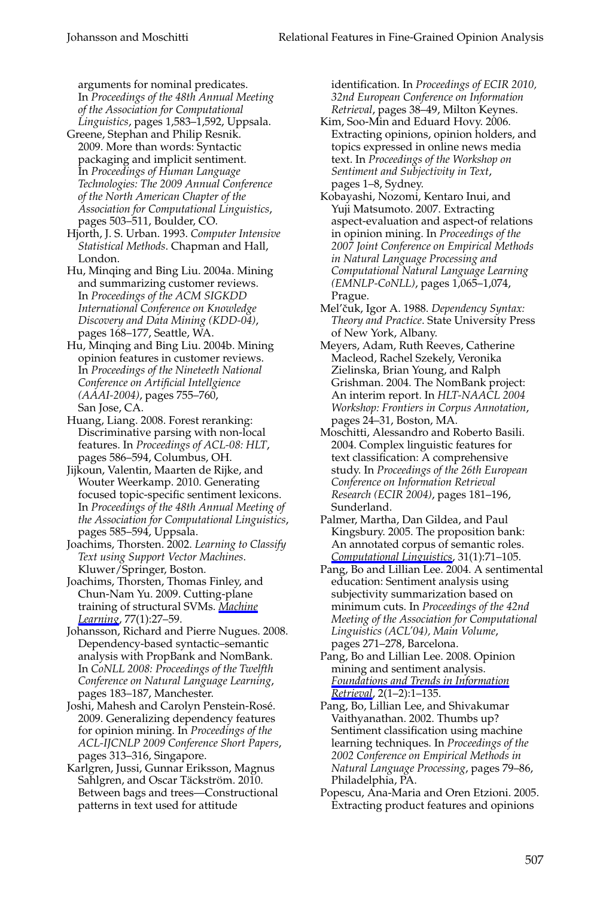arguments for nominal predicates. In *Proceedings of the 48th Annual Meeting of the Association for Computational Linguistics*, pages 1,583–1,592, Uppsala.

Greene, Stephan and Philip Resnik. 2009. More than words: Syntactic packaging and implicit sentiment. In *Proceedings of Human Language Technologies: The 2009 Annual Conference of the North American Chapter of the Association for Computational Linguistics*, pages 503–511, Boulder, CO.

Hjorth, J. S. Urban. 1993. *Computer Intensive Statistical Methods*. Chapman and Hall, London.

Hu, Minqing and Bing Liu. 2004a. Mining and summarizing customer reviews. In *Proceedings of the ACM SIGKDD International Conference on Knowledge Discovery and Data Mining (KDD-04)*, pages 168–177, Seattle, WA.

Hu, Minqing and Bing Liu. 2004b. Mining opinion features in customer reviews. In *Proceedings of the Nineteeth National Conference on Artificial Intellgience (AAAI-2004)*, pages 755–760, San Jose, CA.

Huang, Liang. 2008. Forest reranking: Discriminative parsing with non-local features. In *Proceedings of ACL-08: HLT*, pages 586–594, Columbus, OH.

Jijkoun, Valentin, Maarten de Rijke, and Wouter Weerkamp. 2010. Generating focused topic-specific sentiment lexicons. In *Proceedings of the 48th Annual Meeting of the Association for Computational Linguistics*, pages 585–594, Uppsala.

Joachims, Thorsten. 2002. *Learning to Classify Text using Support Vector Machines*. Kluwer/Springer, Boston.

Joachims, Thorsten, Thomas Finley, and Chun-Nam Yu. 2009. Cutting-plane training of structural SVMs. *Machine Learning*, 77(1):27–59.

Johansson, Richard and Pierre Nugues. 2008. Dependency-based syntactic–semantic analysis with PropBank and NomBank. In *CoNLL 2008: Proceedings of the Twelfth Conference on Natural Language Learning*, pages 183–187, Manchester.

Joshi, Mahesh and Carolyn Penstein-Rosé. 2009. Generalizing dependency features for opinion mining. In *Proceedings of the ACL-IJCNLP 2009 Conference Short Papers*, pages 313–316, Singapore.

Karlgren, Jussi, Gunnar Eriksson, Magnus Sahlgren, and Oscar Täckström. 2010. Between bags and trees—Constructional patterns in text used for attitude identification. In *Proceedings of ECIR 2010, 32nd European Conference on Information Retrieval*, pages 38–49, Milton Keynes.

Kim, Soo-Min and Eduard Hovy. 2006. Extracting opinions, opinion holders, and topics expressed in online news media text. In *Proceedings of the Workshop on Sentiment and Subjectivity in Text*, pages 1–8, Sydney.

Kobayashi, Nozomi, Kentaro Inui, and Yuji Matsumoto. 2007. Extracting aspect-evaluation and aspect-of relations in opinion mining. In *Proceedings of the 2007 Joint Conference on Empirical Methods in Natural Language Processing and Computational Natural Language Learning (EMNLP-CoNLL)*, pages 1,065–1,074, Prague.

Mel'čuk, Igor A. 1988. *Dependency Syntax: Theory and Practice*. State University Press of New York, Albany.

Meyers, Adam, Ruth Reeves, Catherine Macleod, Rachel Szekely, Veronika Zielinska, Brian Young, and Ralph Grishman. 2004. The NomBank project: An interim report. In *HLT-NAACL 2004 Workshop: Frontiers in Corpus Annotation*, pages 24–31, Boston, MA.

Moschitti, Alessandro and Roberto Basili. 2004. Complex linguistic features for text classification: A comprehensive study. In *Proceedings of the 26th European Conference on Information Retrieval Research (ECIR 2004)*, pages 181–196, Sunderland.

Palmer, Martha, Dan Gildea, and Paul Kingsbury. 2005. The proposition bank: An annotated corpus of semantic roles. *Computational Linguistics*, 31(1):71–105.

Pang, Bo and Lillian Lee. 2004. A sentimental education: Sentiment analysis using subjectivity summarization based on minimum cuts. In *Proceedings of the 42nd Meeting of the Association for Computational Linguistics (ACL'04), Main Volume*, pages 271–278, Barcelona.

Pang, Bo and Lillian Lee. 2008. Opinion mining and sentiment analysis. *Foundations and Trends in Information Retrieval*, 2(1–2):1–135.

Pang, Bo, Lillian Lee, and Shivakumar Vaithyanathan. 2002. Thumbs up? Sentiment classification using machine learning techniques. In *Proceedings of the 2002 Conference on Empirical Methods in Natural Language Processing*, pages 79–86, Philadelphia, PA.

Popescu, Ana-Maria and Oren Etzioni. 2005. Extracting product features and opinions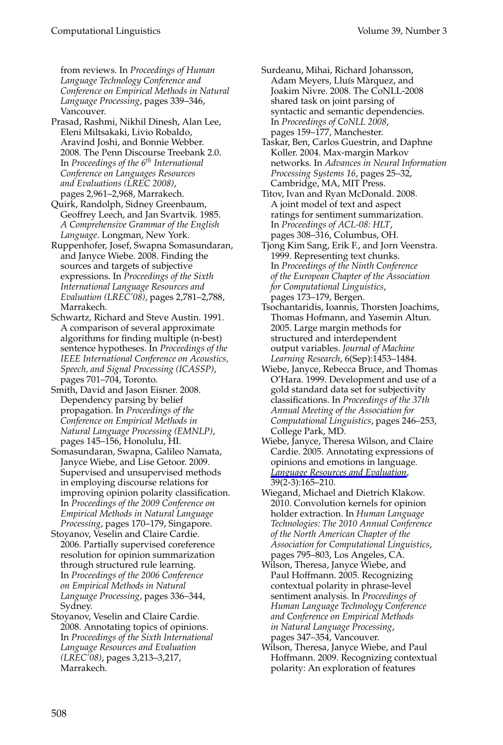from reviews. In *Proceedings of Human Language Technology Conference and Conference on Empirical Methods in Natural Language Processing*, pages 339–346, Vancouver.

Prasad, Rashmi, Nikhil Dinesh, Alan Lee, Eleni Miltsakaki, Livio Robaldo, Aravind Joshi, and Bonnie Webber. 2008. The Penn Discourse Treebank 2.0. In *Proceedings of the 6th International Conference on Languages Resources and Evaluations (LREC 2008)*, pages 2,961–2,968, Marrakech.

Quirk, Randolph, Sidney Greenbaum, Geoffrey Leech, and Jan Svartvik. 1985. *A Comprehensive Grammar of the English Language*. Longman, New York.

Ruppenhofer, Josef, Swapna Somasundaran, and Janyce Wiebe. 2008. Finding the sources and targets of subjective expressions. In *Proceedings of the Sixth International Language Resources and Evaluation (LREC'08)*, pages 2,781–2,788, Marrakech.

Schwartz, Richard and Steve Austin. 1991. A comparison of several approximate algorithms for finding multiple (n-best) sentence hypotheses. In *Proceedings of the IEEE International Conference on Acoustics, Speech, and Signal Processing (ICASSP)*, pages 701–704, Toronto.

Smith, David and Jason Eisner. 2008. Dependency parsing by belief propagation. In *Proceedings of the Conference on Empirical Methods in Natural Language Processing (EMNLP)*, pages 145–156, Honolulu, HI.

Somasundaran, Swapna, Galileo Namata, Janyce Wiebe, and Lise Getoor. 2009. Supervised and unsupervised methods in employing discourse relations for improving opinion polarity classification. In *Proceedings of the 2009 Conference on Empirical Methods in Natural Language Processing*, pages 170–179, Singapore.

Stoyanov, Veselin and Claire Cardie. 2006. Partially supervised coreference resolution for opinion summarization through structured rule learning. In *Proceedings of the 2006 Conference on Empirical Methods in Natural Language Processing*, pages 336–344, Sydney.

Stoyanov, Veselin and Claire Cardie. 2008. Annotating topics of opinions. In *Proceedings of the Sixth International Language Resources and Evaluation (LREC'08)*, pages 3,213–3,217, Marrakech.

Surdeanu, Mihai, Richard Johansson, Adam Meyers, Lluís Màrquez, and Joakim Nivre. 2008. The CoNLL-2008 shared task on joint parsing of syntactic and semantic dependencies. In *Proceedings of CoNLL 2008*, pages 159–177, Manchester.

Taskar, Ben, Carlos Guestrin, and Daphne Koller. 2004. Max-margin Markov networks. In *Advances in Neural Information Processing Systems 16*, pages 25–32, Cambridge, MA, MIT Press.

Titov, Ivan and Ryan McDonald. 2008. A joint model of text and aspect ratings for sentiment summarization. In *Proceedings of ACL-08: HLT*, pages 308–316, Columbus, OH.

Tjong Kim Sang, Erik F., and Jorn Veenstra. 1999. Representing text chunks. In *Proceedings of the Ninth Conference of the European Chapter of the Association for Computational Linguistics*, pages 173–179, Bergen.

Tsochantaridis, Ioannis, Thorsten Joachims, Thomas Hofmann, and Yasemin Altun. 2005. Large margin methods for structured and interdependent output variables. *Journal of Machine Learning Research*, 6(Sep):1453–1484.

Wiebe, Janyce, Rebecca Bruce, and Thomas O'Hara. 1999. Development and use of a gold standard data set for subjectivity classifications. In *Proceedings of the 37th Annual Meeting of the Association for Computational Linguistics*, pages 246–253, College Park, MD.

Wiebe, Janyce, Theresa Wilson, and Claire Cardie. 2005. Annotating expressions of opinions and emotions in language. *Language Resources and Evaluation*, 39(2-3):165–210.

Wiegand, Michael and Dietrich Klakow. 2010. Convolution kernels for opinion holder extraction. In *Human Language Technologies: The 2010 Annual Conference of the North American Chapter of the Association for Computational Linguistics*, pages 795–803, Los Angeles, CA.

Wilson, Theresa, Janyce Wiebe, and Paul Hoffmann. 2005. Recognizing contextual polarity in phrase-level sentiment analysis. In *Proceedings of Human Language Technology Conference and Conference on Empirical Methods in Natural Language Processing*, pages 347–354, Vancouver.

Wilson, Theresa, Janyce Wiebe, and Paul Hoffmann. 2009. Recognizing contextual polarity: An exploration of features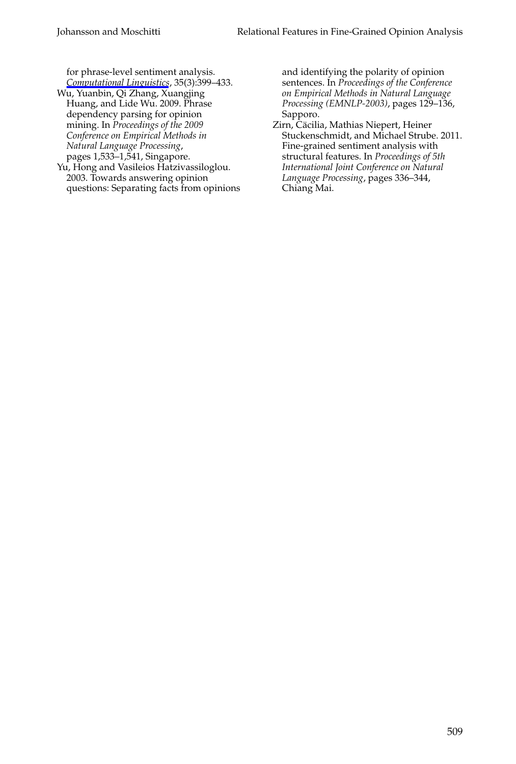for phrase-level sentiment analysis. *Computational Linguistics*, 35(3):399–433.

Wu, Yuanbin, Qi Zhang, Xuangjing Huang, and Lide Wu. 2009. Phrase dependency parsing for opinion mining. In *Proceedings of the 2009 Conference on Empirical Methods in Natural Language Processing*, pages 1,533–1,541, Singapore.

Yu, Hong and Vasileios Hatzivassiloglou. 2003. Towards answering opinion questions: Separating facts from opinions and identifying the polarity of opinion sentences. In *Proceedings of the Conference on Empirical Methods in Natural Language Processing (EMNLP-2003)*, pages 129–136, Sapporo.

Zirn, Cäcilia, Mathias Niepert, Heiner Stuckenschmidt, and Michael Strube. 2011. Fine-grained sentiment analysis with structural features. In *Proceedings of 5th International Joint Conference on Natural Language Processing*, pages 336–344, Chiang Mai.